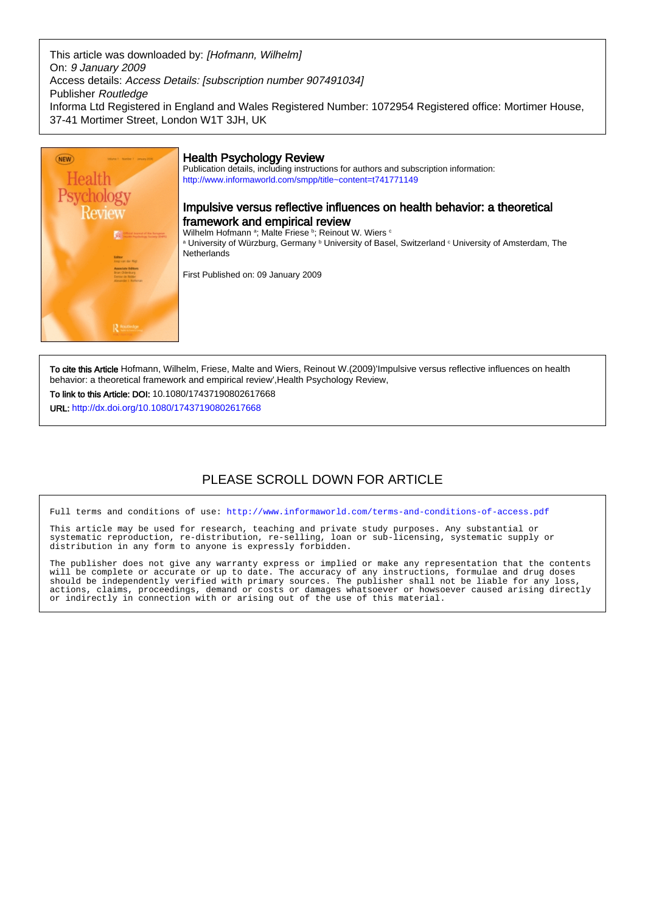This article was downloaded by: *[Hofmann, Wilhelm]*
On: *9 January 2009*
Access details: *Access Details: [subscription number 907491034]*
Publisher *Routledge*
Informa Ltd Registered in England and Wales Registered Number: 1072954 Registered office: Mortimer House, 37-41 Mortimer Street, London W1T 3JH, UK

## Health Psychology Review

Publication details, including instructions for authors and subscription information:
http://www.informaworld.com/smpp/title~content=t741771149

# Impulsive versus reflective influences on health behavior: a theoretical framework and empirical review

Wilhelm Hofmann [a]; Malte Friese [b]; Reinout W. Wiers [c]

[a] University of Würzburg, Germany [b] University of Basel, Switzerland [c] University of Amsterdam, The Netherlands

First Published on: 09 January 2009

**To cite this Article** Hofmann, Wilhelm, Friese, Malte and Wiers, Reinout W.(2009)'Impulsive versus reflective influences on health behavior: a theoretical framework and empirical review',Health Psychology Review,

**To link to this Article: DOI:** 10.1080/17437190802617668

**URL:** http://dx.doi.org/10.1080/17437190802617668

PLEASE SCROLL DOWN FOR ARTICLE

Full terms and conditions of use: http://www.informaworld.com/terms-and-conditions-of-access.pdf

This article may be used for research, teaching and private study purposes. Any substantial or systematic reproduction, re-distribution, re-selling, loan or sub-licensing, systematic supply or distribution in any form to anyone is expressly forbidden.

The publisher does not give any warranty express or implied or make any representation that the contents will be complete or accurate or up to date. The accuracy of any instructions, formulae and drug doses should be independently verified with primary sources. The publisher shall not be liable for any loss, actions, claims, proceedings, demand or costs or damages whatsoever or howsoever caused arising directly or indirectly in connection with or arising out of the use of this material.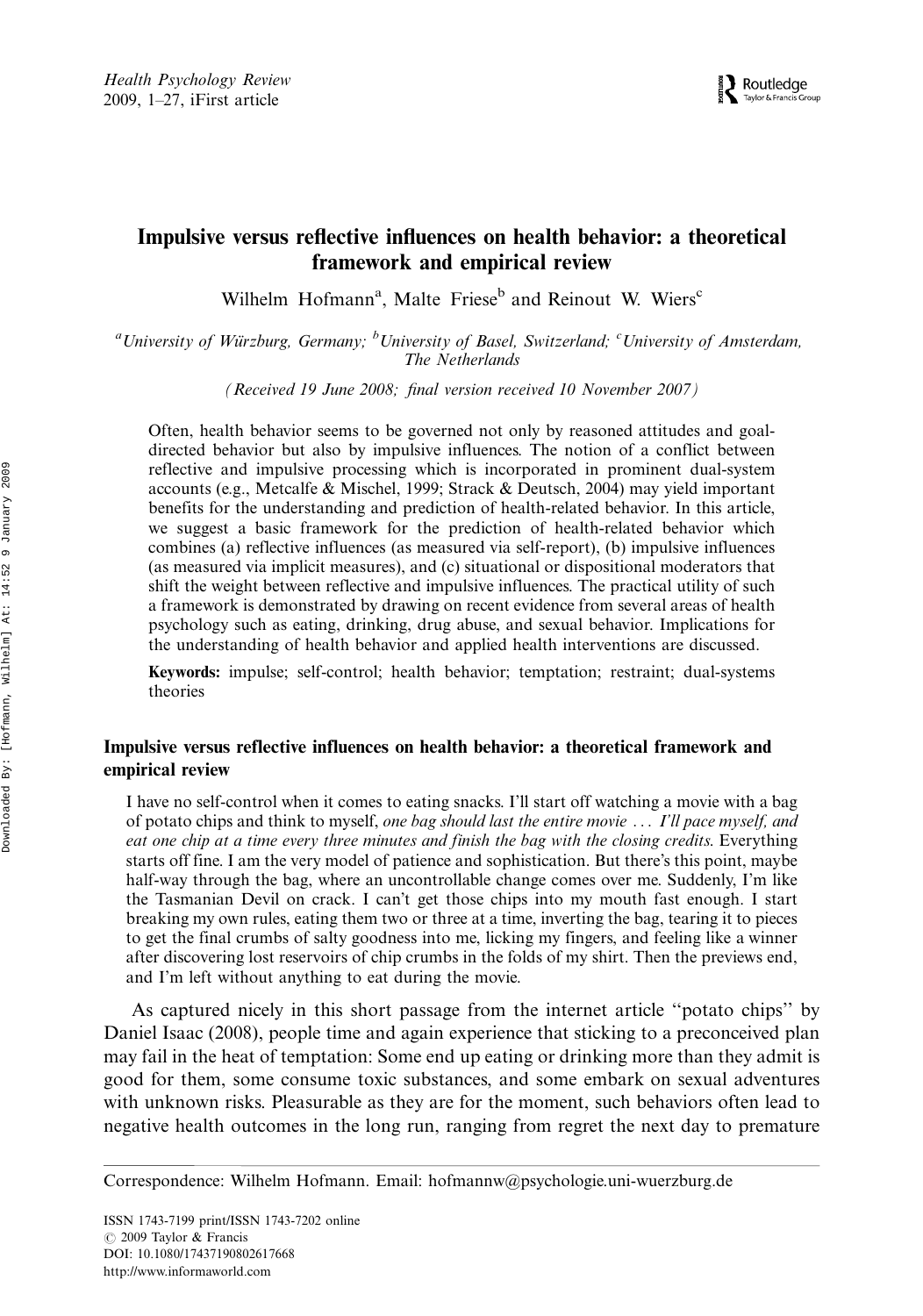# Impulsive versus reflective influences on health behavior: a theoretical framework and empirical review

Wilhelm Hofmann[a], Malte Friese[b] and Reinout W. Wiers[c]

[a]University of Würzburg, Germany; [b]University of Basel, Switzerland; [c]University of Amsterdam, The Netherlands

*(Received 19 June 2008; final version received 10 November 2007)*

Often, health behavior seems to be governed not only by reasoned attitudes and goal-directed behavior but also by impulsive influences. The notion of a conflict between reflective and impulsive processing which is incorporated in prominent dual-system accounts (e.g., Metcalfe & Mischel, 1999; Strack & Deutsch, 2004) may yield important benefits for the understanding and prediction of health-related behavior. In this article, we suggest a basic framework for the prediction of health-related behavior which combines (a) reflective influences (as measured via self-report), (b) impulsive influences (as measured via implicit measures), and (c) situational or dispositional moderators that shift the weight between reflective and impulsive influences. The practical utility of such a framework is demonstrated by drawing on recent evidence from several areas of health psychology such as eating, drinking, drug abuse, and sexual behavior. Implications for the understanding of health behavior and applied health interventions are discussed.

**Keywords:** impulse; self-control; health behavior; temptation; restraint; dual-systems theories

## Impulsive versus reflective influences on health behavior: a theoretical framework and empirical review

> I have no self-control when it comes to eating snacks. I'll start off watching a movie with a bag of potato chips and think to myself, *one bag should last the entire movie … I'll pace myself, and eat one chip at a time every three minutes and finish the bag with the closing credits.* Everything starts off fine. I am the very model of patience and sophistication. But there's this point, maybe half-way through the bag, where an uncontrollable change comes over me. Suddenly, I'm like the Tasmanian Devil on crack. I can't get those chips into my mouth fast enough. I start breaking my own rules, eating them two or three at a time, inverting the bag, tearing it to pieces to get the final crumbs of salty goodness into me, licking my fingers, and feeling like a winner after discovering lost reservoirs of chip crumbs in the folds of my shirt. Then the previews end, and I'm left without anything to eat during the movie.

As captured nicely in this short passage from the internet article "potato chips" by Daniel Isaac (2008), people time and again experience that sticking to a preconceived plan may fail in the heat of temptation: Some end up eating or drinking more than they admit is good for them, some consume toxic substances, and some embark on sexual adventures with unknown risks. Pleasurable as they are for the moment, such behaviors often lead to negative health outcomes in the long run, ranging from regret the next day to premature

Correspondence: Wilhelm Hofmann. Email: hofmannw@psychologie.uni-wuerzburg.de

ISSN 1743-7199 print/ISSN 1743-7202 online
© 2009 Taylor & Francis
DOI: 10.1080/17437190802617668
http://www.informaworld.com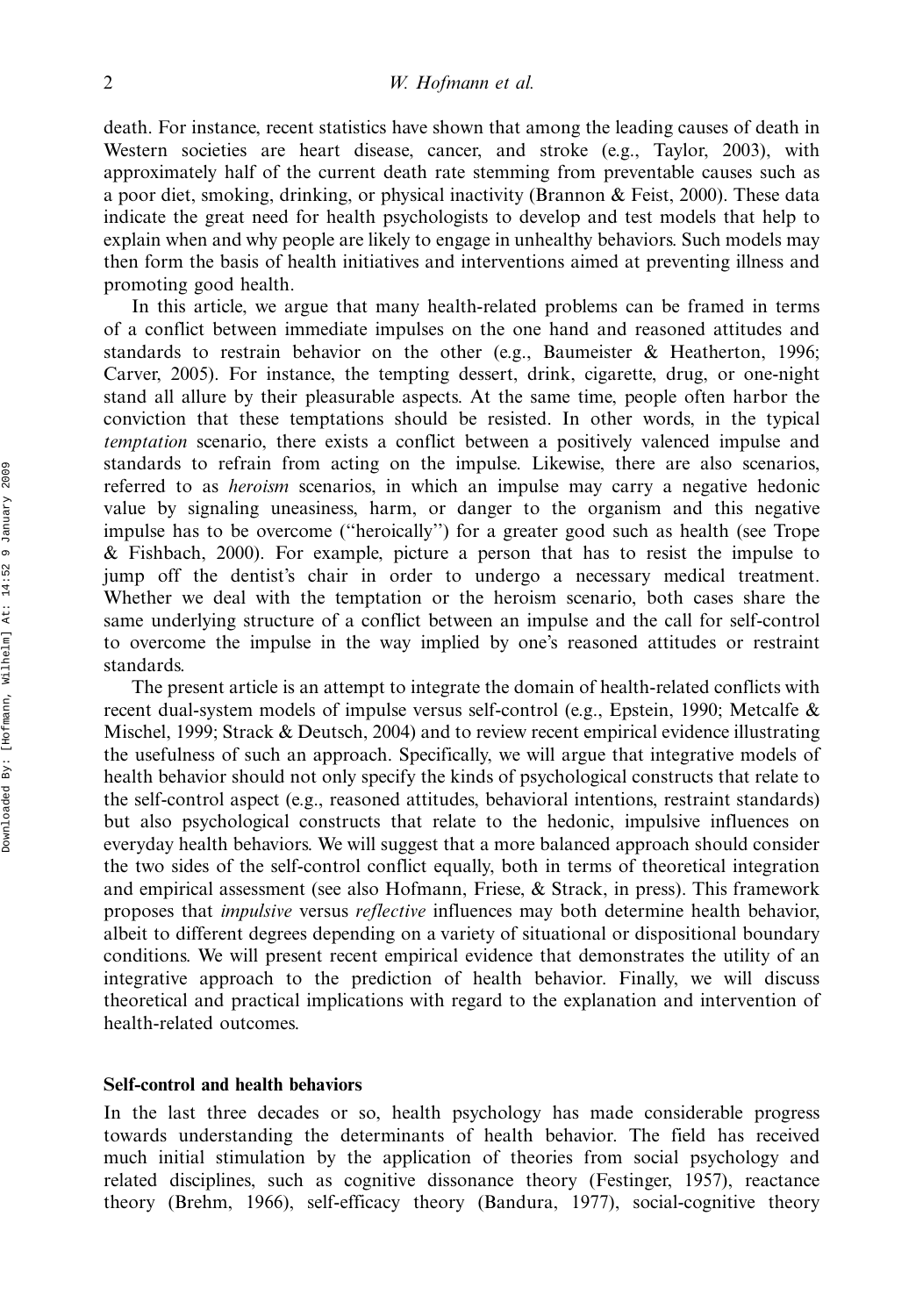death. For instance, recent statistics have shown that among the leading causes of death in Western societies are heart disease, cancer, and stroke (e.g., Taylor, 2003), with approximately half of the current death rate stemming from preventable causes such as a poor diet, smoking, drinking, or physical inactivity (Brannon & Feist, 2000). These data indicate the great need for health psychologists to develop and test models that help to explain when and why people are likely to engage in unhealthy behaviors. Such models may then form the basis of health initiatives and interventions aimed at preventing illness and promoting good health.

In this article, we argue that many health-related problems can be framed in terms of a conflict between immediate impulses on the one hand and reasoned attitudes and standards to restrain behavior on the other (e.g., Baumeister & Heatherton, 1996; Carver, 2005). For instance, the tempting dessert, drink, cigarette, drug, or one-night stand all allure by their pleasurable aspects. At the same time, people often harbor the conviction that these temptations should be resisted. In other words, in the typical *temptation* scenario, there exists a conflict between a positively valenced impulse and standards to refrain from acting on the impulse. Likewise, there are also scenarios, referred to as *heroism* scenarios, in which an impulse may carry a negative hedonic value by signaling uneasiness, harm, or danger to the organism and this negative impulse has to be overcome ("heroically") for a greater good such as health (see Trope & Fishbach, 2000). For example, picture a person that has to resist the impulse to jump off the dentist's chair in order to undergo a necessary medical treatment. Whether we deal with the temptation or the heroism scenario, both cases share the same underlying structure of a conflict between an impulse and the call for self-control to overcome the impulse in the way implied by one's reasoned attitudes or restraint standards.

The present article is an attempt to integrate the domain of health-related conflicts with recent dual-system models of impulse versus self-control (e.g., Epstein, 1990; Metcalfe & Mischel, 1999; Strack & Deutsch, 2004) and to review recent empirical evidence illustrating the usefulness of such an approach. Specifically, we will argue that integrative models of health behavior should not only specify the kinds of psychological constructs that relate to the self-control aspect (e.g., reasoned attitudes, behavioral intentions, restraint standards) but also psychological constructs that relate to the hedonic, impulsive influences on everyday health behaviors. We will suggest that a more balanced approach should consider the two sides of the self-control conflict equally, both in terms of theoretical integration and empirical assessment (see also Hofmann, Friese, & Strack, in press). This framework proposes that *impulsive* versus *reflective* influences may both determine health behavior, albeit to different degrees depending on a variety of situational or dispositional boundary conditions. We will present recent empirical evidence that demonstrates the utility of an integrative approach to the prediction of health behavior. Finally, we will discuss theoretical and practical implications with regard to the explanation and intervention of health-related outcomes.

## Self-control and health behaviors

In the last three decades or so, health psychology has made considerable progress towards understanding the determinants of health behavior. The field has received much initial stimulation by the application of theories from social psychology and related disciplines, such as cognitive dissonance theory (Festinger, 1957), reactance theory (Brehm, 1966), self-efficacy theory (Bandura, 1977), social-cognitive theory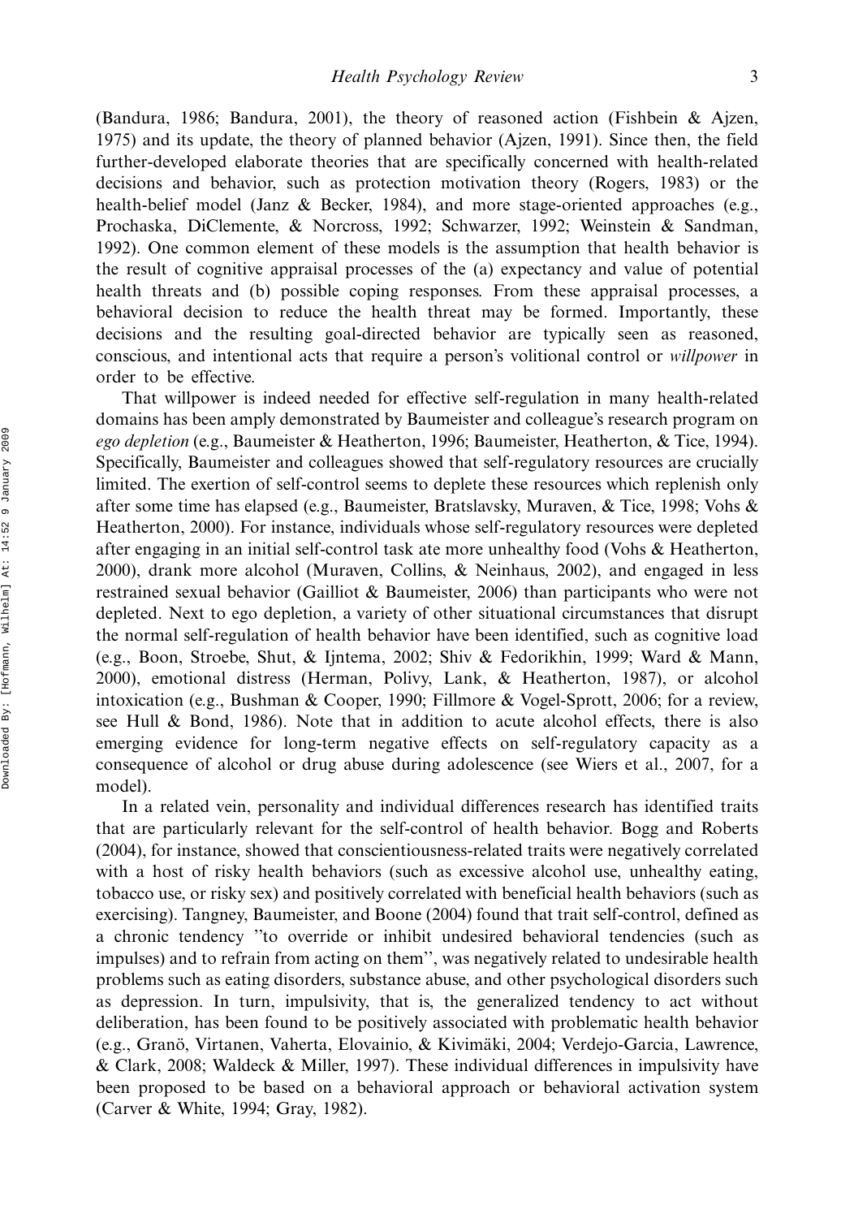(Bandura, 1986; Bandura, 2001), the theory of reasoned action (Fishbein & Ajzen, 1975) and its update, the theory of planned behavior (Ajzen, 1991). Since then, the field further-developed elaborate theories that are specifically concerned with health-related decisions and behavior, such as protection motivation theory (Rogers, 1983) or the health-belief model (Janz & Becker, 1984), and more stage-oriented approaches (e.g., Prochaska, DiClemente, & Norcross, 1992; Schwarzer, 1992; Weinstein & Sandman, 1992). One common element of these models is the assumption that health behavior is the result of cognitive appraisal processes of the (a) expectancy and value of potential health threats and (b) possible coping responses. From these appraisal processes, a behavioral decision to reduce the health threat may be formed. Importantly, these decisions and the resulting goal-directed behavior are typically seen as reasoned, conscious, and intentional acts that require a person's volitional control or *willpower* in order to be effective.

That willpower is indeed needed for effective self-regulation in many health-related domains has been amply demonstrated by Baumeister and colleague's research program on *ego depletion* (e.g., Baumeister & Heatherton, 1996; Baumeister, Heatherton, & Tice, 1994). Specifically, Baumeister and colleagues showed that self-regulatory resources are crucially limited. The exertion of self-control seems to deplete these resources which replenish only after some time has elapsed (e.g., Baumeister, Bratslavsky, Muraven, & Tice, 1998; Vohs & Heatherton, 2000). For instance, individuals whose self-regulatory resources were depleted after engaging in an initial self-control task ate more unhealthy food (Vohs & Heatherton, 2000), drank more alcohol (Muraven, Collins, & Neinhaus, 2002), and engaged in less restrained sexual behavior (Gailliot & Baumeister, 2006) than participants who were not depleted. Next to ego depletion, a variety of other situational circumstances that disrupt the normal self-regulation of health behavior have been identified, such as cognitive load (e.g., Boon, Stroebe, Shut, & Ijntema, 2002; Shiv & Fedorikhin, 1999; Ward & Mann, 2000), emotional distress (Herman, Polivy, Lank, & Heatherton, 1987), or alcohol intoxication (e.g., Bushman & Cooper, 1990; Fillmore & Vogel-Sprott, 2006; for a review, see Hull & Bond, 1986). Note that in addition to acute alcohol effects, there is also emerging evidence for long-term negative effects on self-regulatory capacity as a consequence of alcohol or drug abuse during adolescence (see Wiers et al., 2007, for a model).

In a related vein, personality and individual differences research has identified traits that are particularly relevant for the self-control of health behavior. Bogg and Roberts (2004), for instance, showed that conscientiousness-related traits were negatively correlated with a host of risky health behaviors (such as excessive alcohol use, unhealthy eating, tobacco use, or risky sex) and positively correlated with beneficial health behaviors (such as exercising). Tangney, Baumeister, and Boone (2004) found that trait self-control, defined as a chronic tendency "to override or inhibit undesired behavioral tendencies (such as impulses) and to refrain from acting on them", was negatively related to undesirable health problems such as eating disorders, substance abuse, and other psychological disorders such as depression. In turn, impulsivity, that is, the generalized tendency to act without deliberation, has been found to be positively associated with problematic health behavior (e.g., Granö, Virtanen, Vaherta, Elovainio, & Kivimäki, 2004; Verdejo-Garcia, Lawrence, & Clark, 2008; Waldeck & Miller, 1997). These individual differences in impulsivity have been proposed to be based on a behavioral approach or behavioral activation system (Carver & White, 1994; Gray, 1982).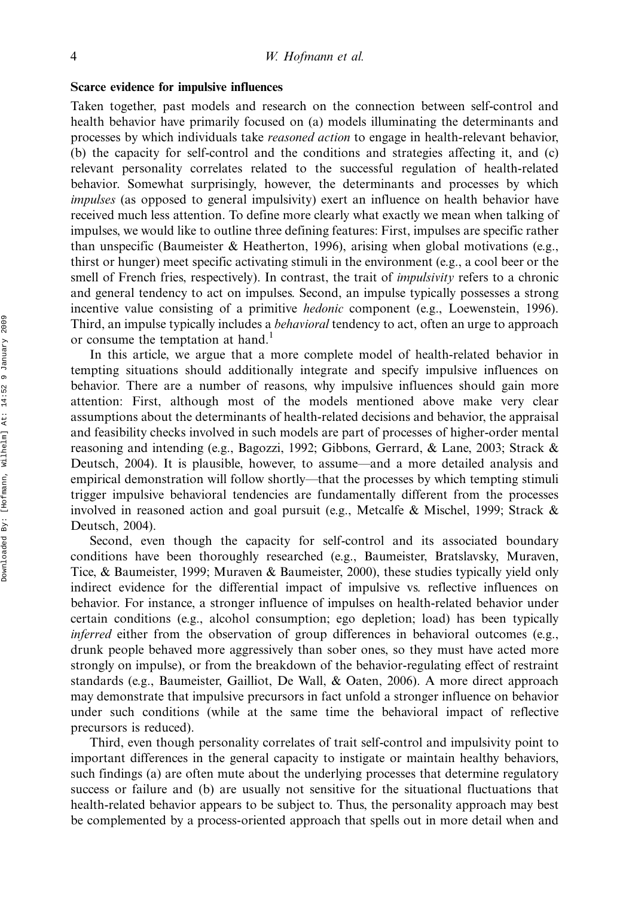### Scarce evidence for impulsive influences

Taken together, past models and research on the connection between self-control and health behavior have primarily focused on (a) models illuminating the determinants and processes by which individuals take *reasoned action* to engage in health-relevant behavior, (b) the capacity for self-control and the conditions and strategies affecting it, and (c) relevant personality correlates related to the successful regulation of health-related behavior. Somewhat surprisingly, however, the determinants and processes by which *impulses* (as opposed to general impulsivity) exert an influence on health behavior have received much less attention. To define more clearly what exactly we mean when talking of impulses, we would like to outline three defining features: First, impulses are specific rather than unspecific (Baumeister & Heatherton, 1996), arising when global motivations (e.g., thirst or hunger) meet specific activating stimuli in the environment (e.g., a cool beer or the smell of French fries, respectively). In contrast, the trait of *impulsivity* refers to a chronic and general tendency to act on impulses. Second, an impulse typically possesses a strong incentive value consisting of a primitive *hedonic* component (e.g., Loewenstein, 1996). Third, an impulse typically includes a *behavioral* tendency to act, often an urge to approach or consume the temptation at hand.[1]

In this article, we argue that a more complete model of health-related behavior in tempting situations should additionally integrate and specify impulsive influences on behavior. There are a number of reasons, why impulsive influences should gain more attention: First, although most of the models mentioned above make very clear assumptions about the determinants of health-related decisions and behavior, the appraisal and feasibility checks involved in such models are part of processes of higher-order mental reasoning and intending (e.g., Bagozzi, 1992; Gibbons, Gerrard, & Lane, 2003; Strack & Deutsch, 2004). It is plausible, however, to assume—and a more detailed analysis and empirical demonstration will follow shortly—that the processes by which tempting stimuli trigger impulsive behavioral tendencies are fundamentally different from the processes involved in reasoned action and goal pursuit (e.g., Metcalfe & Mischel, 1999; Strack & Deutsch, 2004).

Second, even though the capacity for self-control and its associated boundary conditions have been thoroughly researched (e.g., Baumeister, Bratslavsky, Muraven, Tice, & Baumeister, 1999; Muraven & Baumeister, 2000), these studies typically yield only indirect evidence for the differential impact of impulsive vs. reflective influences on behavior. For instance, a stronger influence of impulses on health-related behavior under certain conditions (e.g., alcohol consumption; ego depletion; load) has been typically *inferred* either from the observation of group differences in behavioral outcomes (e.g., drunk people behaved more aggressively than sober ones, so they must have acted more strongly on impulse), or from the breakdown of the behavior-regulating effect of restraint standards (e.g., Baumeister, Gailliot, De Wall, & Oaten, 2006). A more direct approach may demonstrate that impulsive precursors in fact unfold a stronger influence on behavior under such conditions (while at the same time the behavioral impact of reflective precursors is reduced).

Third, even though personality correlates of trait self-control and impulsivity point to important differences in the general capacity to instigate or maintain healthy behaviors, such findings (a) are often mute about the underlying processes that determine regulatory success or failure and (b) are usually not sensitive for the situational fluctuations that health-related behavior appears to be subject to. Thus, the personality approach may best be complemented by a process-oriented approach that spells out in more detail when and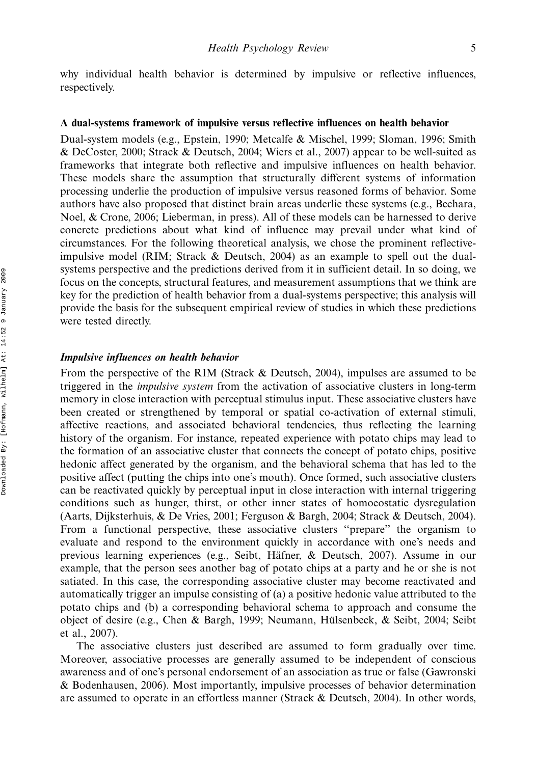why individual health behavior is determined by impulsive or reflective influences, respectively.

## A dual-systems framework of impulsive versus reflective influences on health behavior

Dual-system models (e.g., Epstein, 1990; Metcalfe & Mischel, 1999; Sloman, 1996; Smith & DeCoster, 2000; Strack & Deutsch, 2004; Wiers et al., 2007) appear to be well-suited as frameworks that integrate both reflective and impulsive influences on health behavior. These models share the assumption that structurally different systems of information processing underlie the production of impulsive versus reasoned forms of behavior. Some authors have also proposed that distinct brain areas underlie these systems (e.g., Bechara, Noel, & Crone, 2006; Lieberman, in press). All of these models can be harnessed to derive concrete predictions about what kind of influence may prevail under what kind of circumstances. For the following theoretical analysis, we chose the prominent reflective-impulsive model (RIM; Strack & Deutsch, 2004) as an example to spell out the dual-systems perspective and the predictions derived from it in sufficient detail. In so doing, we focus on the concepts, structural features, and measurement assumptions that we think are key for the prediction of health behavior from a dual-systems perspective; this analysis will provide the basis for the subsequent empirical review of studies in which these predictions were tested directly.

### *Impulsive influences on health behavior*

From the perspective of the RIM (Strack & Deutsch, 2004), impulses are assumed to be triggered in the *impulsive system* from the activation of associative clusters in long-term memory in close interaction with perceptual stimulus input. These associative clusters have been created or strengthened by temporal or spatial co-activation of external stimuli, affective reactions, and associated behavioral tendencies, thus reflecting the learning history of the organism. For instance, repeated experience with potato chips may lead to the formation of an associative cluster that connects the concept of potato chips, positive hedonic affect generated by the organism, and the behavioral schema that has led to the positive affect (putting the chips into one's mouth). Once formed, such associative clusters can be reactivated quickly by perceptual input in close interaction with internal triggering conditions such as hunger, thirst, or other inner states of homoeostatic dysregulation (Aarts, Dijksterhuis, & De Vries, 2001; Ferguson & Bargh, 2004; Strack & Deutsch, 2004). From a functional perspective, these associative clusters "prepare" the organism to evaluate and respond to the environment quickly in accordance with one's needs and previous learning experiences (e.g., Seibt, Häfner, & Deutsch, 2007). Assume in our example, that the person sees another bag of potato chips at a party and he or she is not satiated. In this case, the corresponding associative cluster may become reactivated and automatically trigger an impulse consisting of (a) a positive hedonic value attributed to the potato chips and (b) a corresponding behavioral schema to approach and consume the object of desire (e.g., Chen & Bargh, 1999; Neumann, Hülsenbeck, & Seibt, 2004; Seibt et al., 2007).

The associative clusters just described are assumed to form gradually over time. Moreover, associative processes are generally assumed to be independent of conscious awareness and of one's personal endorsement of an association as true or false (Gawronski & Bodenhausen, 2006). Most importantly, impulsive processes of behavior determination are assumed to operate in an effortless manner (Strack & Deutsch, 2004). In other words,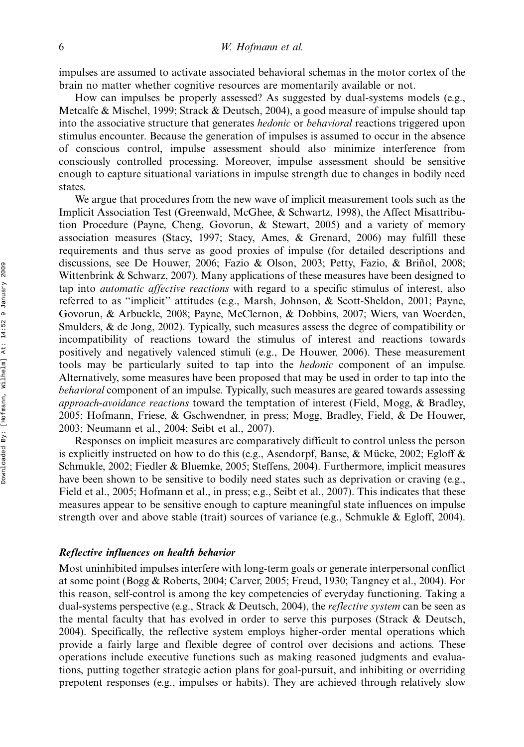impulses are assumed to activate associated behavioral schemas in the motor cortex of the brain no matter whether cognitive resources are momentarily available or not.

How can impulses be properly assessed? As suggested by dual-systems models (e.g., Metcalfe & Mischel, 1999; Strack & Deutsch, 2004), a good measure of impulse should tap into the associative structure that generates *hedonic* or *behavioral* reactions triggered upon stimulus encounter. Because the generation of impulses is assumed to occur in the absence of conscious control, impulse assessment should also minimize interference from consciously controlled processing. Moreover, impulse assessment should be sensitive enough to capture situational variations in impulse strength due to changes in bodily need states.

We argue that procedures from the new wave of implicit measurement tools such as the Implicit Association Test (Greenwald, McGhee, & Schwartz, 1998), the Affect Misattribution Procedure (Payne, Cheng, Govorun, & Stewart, 2005) and a variety of memory association measures (Stacy, 1997; Stacy, Ames, & Grenard, 2006) may fulfill these requirements and thus serve as good proxies of impulse (for detailed descriptions and discussions, see De Houwer, 2006; Fazio & Olson, 2003; Petty, Fazio, & Briñol, 2008; Wittenbrink & Schwarz, 2007). Many applications of these measures have been designed to tap into *automatic affective reactions* with regard to a specific stimulus of interest, also referred to as "implicit" attitudes (e.g., Marsh, Johnson, & Scott-Sheldon, 2001; Payne, Govorun, & Arbuckle, 2008; Payne, McClernon, & Dobbins, 2007; Wiers, van Woerden, Smulders, & de Jong, 2002). Typically, such measures assess the degree of compatibility or incompatibility of reactions toward the stimulus of interest and reactions towards positively and negatively valenced stimuli (e.g., De Houwer, 2006). These measurement tools may be particularly suited to tap into the *hedonic* component of an impulse. Alternatively, some measures have been proposed that may be used in order to tap into the *behavioral* component of an impulse. Typically, such measures are geared towards assessing *approach-avoidance reactions* toward the temptation of interest (Field, Mogg, & Bradley, 2005; Hofmann, Friese, & Gschwendner, in press; Mogg, Bradley, Field, & De Houwer, 2003; Neumann et al., 2004; Seibt et al., 2007).

Responses on implicit measures are comparatively difficult to control unless the person is explicitly instructed on how to do this (e.g., Asendorpf, Banse, & Mücke, 2002; Egloff & Schmukle, 2002; Fiedler & Bluemke, 2005; Steffens, 2004). Furthermore, implicit measures have been shown to be sensitive to bodily need states such as deprivation or craving (e.g., Field et al., 2005; Hofmann et al., in press; e.g., Seibt et al., 2007). This indicates that these measures appear to be sensitive enough to capture meaningful state influences on impulse strength over and above stable (trait) sources of variance (e.g., Schmukle & Egloff, 2004).

### *Reflective influences on health behavior*

Most uninhibited impulses interfere with long-term goals or generate interpersonal conflict at some point (Bogg & Roberts, 2004; Carver, 2005; Freud, 1930; Tangney et al., 2004). For this reason, self-control is among the key competencies of everyday functioning. Taking a dual-systems perspective (e.g., Strack & Deutsch, 2004), the *reflective system* can be seen as the mental faculty that has evolved in order to serve this purposes (Strack & Deutsch, 2004). Specifically, the reflective system employs higher-order mental operations which provide a fairly large and flexible degree of control over decisions and actions. These operations include executive functions such as making reasoned judgments and evaluations, putting together strategic action plans for goal-pursuit, and inhibiting or overriding prepotent responses (e.g., impulses or habits). They are achieved through relatively slow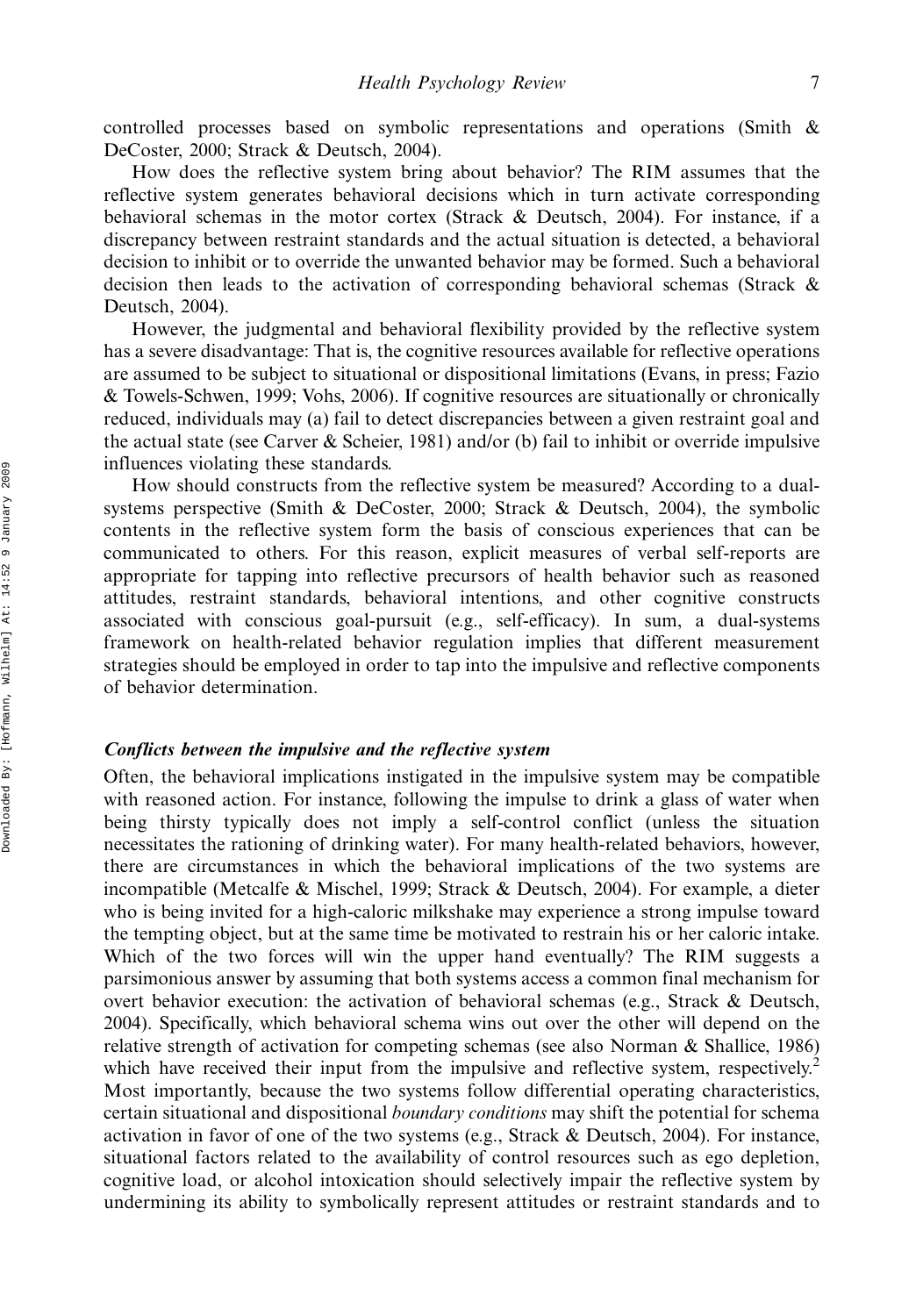controlled processes based on symbolic representations and operations (Smith & DeCoster, 2000; Strack & Deutsch, 2004).

How does the reflective system bring about behavior? The RIM assumes that the reflective system generates behavioral decisions which in turn activate corresponding behavioral schemas in the motor cortex (Strack & Deutsch, 2004). For instance, if a discrepancy between restraint standards and the actual situation is detected, a behavioral decision to inhibit or to override the unwanted behavior may be formed. Such a behavioral decision then leads to the activation of corresponding behavioral schemas (Strack & Deutsch, 2004).

However, the judgmental and behavioral flexibility provided by the reflective system has a severe disadvantage: That is, the cognitive resources available for reflective operations are assumed to be subject to situational or dispositional limitations (Evans, in press; Fazio & Towels-Schwen, 1999; Vohs, 2006). If cognitive resources are situationally or chronically reduced, individuals may (a) fail to detect discrepancies between a given restraint goal and the actual state (see Carver & Scheier, 1981) and/or (b) fail to inhibit or override impulsive influences violating these standards.

How should constructs from the reflective system be measured? According to a dual-systems perspective (Smith & DeCoster, 2000; Strack & Deutsch, 2004), the symbolic contents in the reflective system form the basis of conscious experiences that can be communicated to others. For this reason, explicit measures of verbal self-reports are appropriate for tapping into reflective precursors of health behavior such as reasoned attitudes, restraint standards, behavioral intentions, and other cognitive constructs associated with conscious goal-pursuit (e.g., self-efficacy). In sum, a dual-systems framework on health-related behavior regulation implies that different measurement strategies should be employed in order to tap into the impulsive and reflective components of behavior determination.

### *Conflicts between the impulsive and the reflective system*

Often, the behavioral implications instigated in the impulsive system may be compatible with reasoned action. For instance, following the impulse to drink a glass of water when being thirsty typically does not imply a self-control conflict (unless the situation necessitates the rationing of drinking water). For many health-related behaviors, however, there are circumstances in which the behavioral implications of the two systems are incompatible (Metcalfe & Mischel, 1999; Strack & Deutsch, 2004). For example, a dieter who is being invited for a high-caloric milkshake may experience a strong impulse toward the tempting object, but at the same time be motivated to restrain his or her caloric intake. Which of the two forces will win the upper hand eventually? The RIM suggests a parsimonious answer by assuming that both systems access a common final mechanism for overt behavior execution: the activation of behavioral schemas (e.g., Strack & Deutsch, 2004). Specifically, which behavioral schema wins out over the other will depend on the relative strength of activation for competing schemas (see also Norman & Shallice, 1986) which have received their input from the impulsive and reflective system, respectively.[2] Most importantly, because the two systems follow differential operating characteristics, certain situational and dispositional *boundary conditions* may shift the potential for schema activation in favor of one of the two systems (e.g., Strack & Deutsch, 2004). For instance, situational factors related to the availability of control resources such as ego depletion, cognitive load, or alcohol intoxication should selectively impair the reflective system by undermining its ability to symbolically represent attitudes or restraint standards and to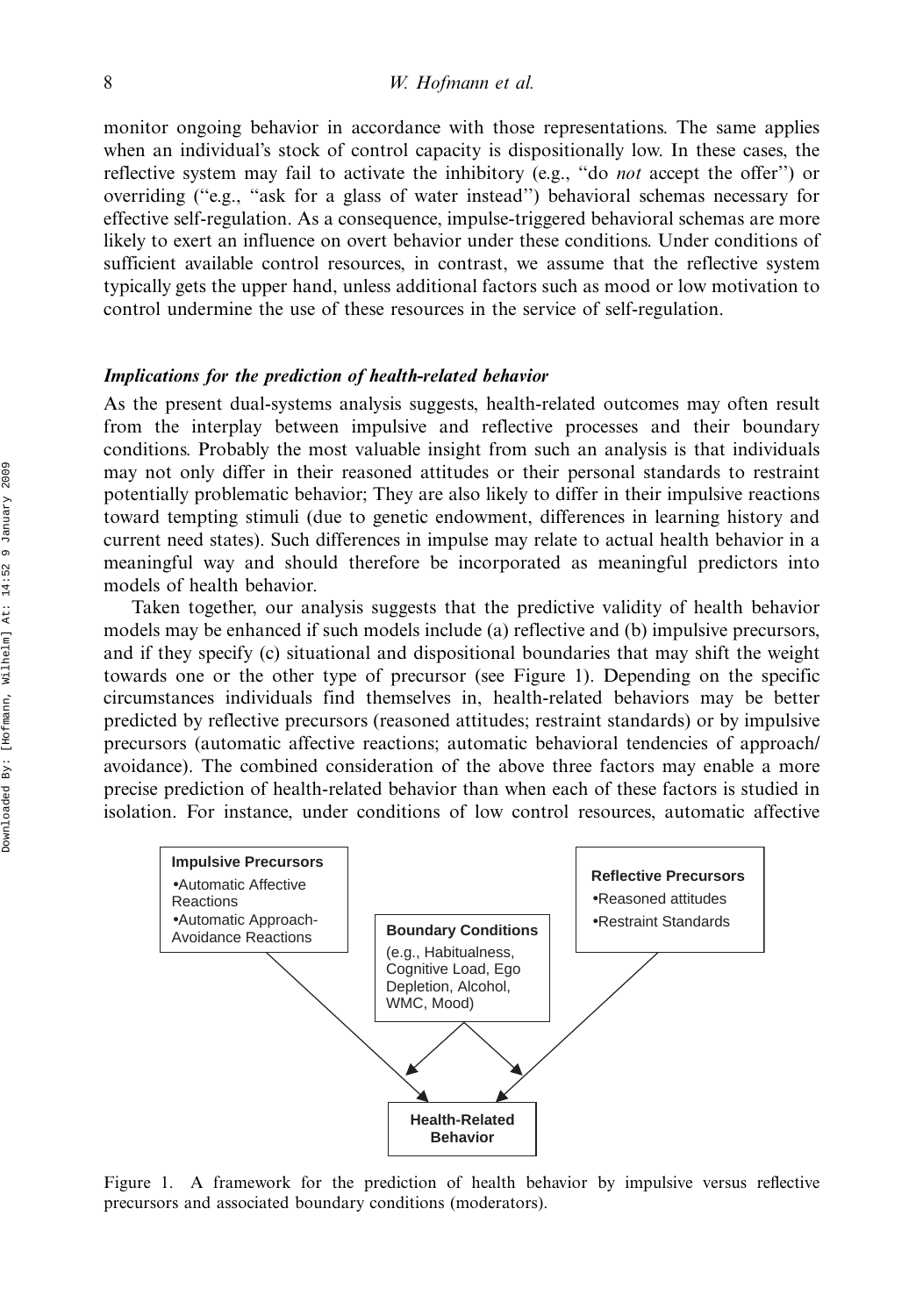monitor ongoing behavior in accordance with those representations. The same applies when an individual's stock of control capacity is dispositionally low. In these cases, the reflective system may fail to activate the inhibitory (e.g., "do *not* accept the offer") or overriding ("e.g., "ask for a glass of water instead") behavioral schemas necessary for effective self-regulation. As a consequence, impulse-triggered behavioral schemas are more likely to exert an influence on overt behavior under these conditions. Under conditions of sufficient available control resources, in contrast, we assume that the reflective system typically gets the upper hand, unless additional factors such as mood or low motivation to control undermine the use of these resources in the service of self-regulation.

### *Implications for the prediction of health-related behavior*

As the present dual-systems analysis suggests, health-related outcomes may often result from the interplay between impulsive and reflective processes and their boundary conditions. Probably the most valuable insight from such an analysis is that individuals may not only differ in their reasoned attitudes or their personal standards to restraint potentially problematic behavior; They are also likely to differ in their impulsive reactions toward tempting stimuli (due to genetic endowment, differences in learning history and current need states). Such differences in impulse may relate to actual health behavior in a meaningful way and should therefore be incorporated as meaningful predictors into models of health behavior.

Taken together, our analysis suggests that the predictive validity of health behavior models may be enhanced if such models include (a) reflective and (b) impulsive precursors, and if they specify (c) situational and dispositional boundaries that may shift the weight towards one or the other type of precursor (see Figure 1). Depending on the specific circumstances individuals find themselves in, health-related behaviors may be better predicted by reflective precursors (reasoned attitudes; restraint standards) or by impulsive precursors (automatic affective reactions; automatic behavioral tendencies of approach/avoidance). The combined consideration of the above three factors may enable a more precise prediction of health-related behavior than when each of these factors is studied in isolation. For instance, under conditions of low control resources, automatic affective

Figure 1. A framework for the prediction of health behavior by impulsive versus reflective precursors and associated boundary conditions (moderators).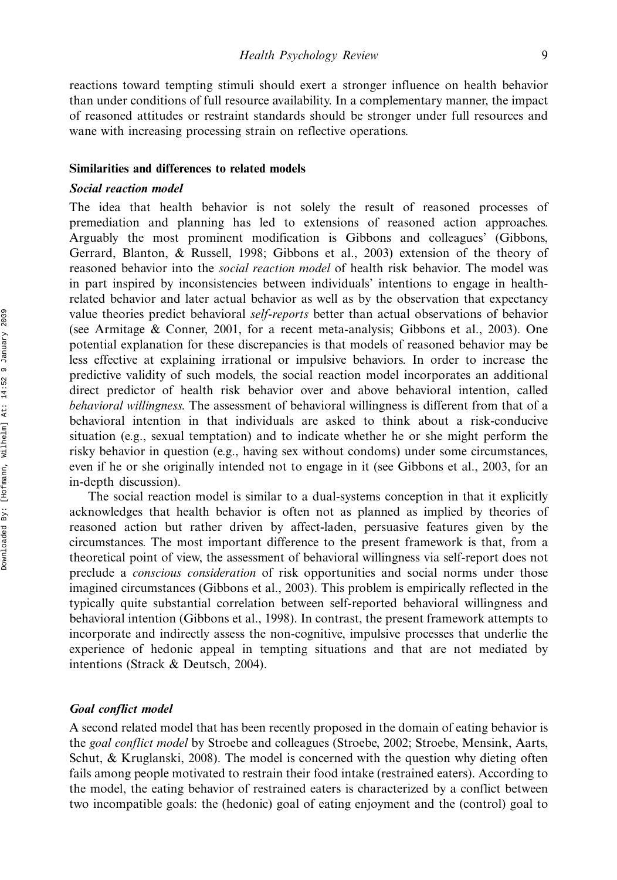reactions toward tempting stimuli should exert a stronger influence on health behavior than under conditions of full resource availability. In a complementary manner, the impact of reasoned attitudes or restraint standards should be stronger under full resources and wane with increasing processing strain on reflective operations.

## Similarities and differences to related models

### *Social reaction model*

The idea that health behavior is not solely the result of reasoned processes of premediation and planning has led to extensions of reasoned action approaches. Arguably the most prominent modification is Gibbons and colleagues' (Gibbons, Gerrard, Blanton, & Russell, 1998; Gibbons et al., 2003) extension of the theory of reasoned behavior into the *social reaction model* of health risk behavior. The model was in part inspired by inconsistencies between individuals' intentions to engage in health-related behavior and later actual behavior as well as by the observation that expectancy value theories predict behavioral *self-reports* better than actual observations of behavior (see Armitage & Conner, 2001, for a recent meta-analysis; Gibbons et al., 2003). One potential explanation for these discrepancies is that models of reasoned behavior may be less effective at explaining irrational or impulsive behaviors. In order to increase the predictive validity of such models, the social reaction model incorporates an additional direct predictor of health risk behavior over and above behavioral intention, called *behavioral willingness*. The assessment of behavioral willingness is different from that of a behavioral intention in that individuals are asked to think about a risk-conducive situation (e.g., sexual temptation) and to indicate whether he or she might perform the risky behavior in question (e.g., having sex without condoms) under some circumstances, even if he or she originally intended not to engage in it (see Gibbons et al., 2003, for an in-depth discussion).

The social reaction model is similar to a dual-systems conception in that it explicitly acknowledges that health behavior is often not as planned as implied by theories of reasoned action but rather driven by affect-laden, persuasive features given by the circumstances. The most important difference to the present framework is that, from a theoretical point of view, the assessment of behavioral willingness via self-report does not preclude a *conscious consideration* of risk opportunities and social norms under those imagined circumstances (Gibbons et al., 2003). This problem is empirically reflected in the typically quite substantial correlation between self-reported behavioral willingness and behavioral intention (Gibbons et al., 1998). In contrast, the present framework attempts to incorporate and indirectly assess the non-cognitive, impulsive processes that underlie the experience of hedonic appeal in tempting situations and that are not mediated by intentions (Strack & Deutsch, 2004).

### *Goal conflict model*

A second related model that has been recently proposed in the domain of eating behavior is the *goal conflict model* by Stroebe and colleagues (Stroebe, 2002; Stroebe, Mensink, Aarts, Schut, & Kruglanski, 2008). The model is concerned with the question why dieting often fails among people motivated to restrain their food intake (restrained eaters). According to the model, the eating behavior of restrained eaters is characterized by a conflict between two incompatible goals: the (hedonic) goal of eating enjoyment and the (control) goal to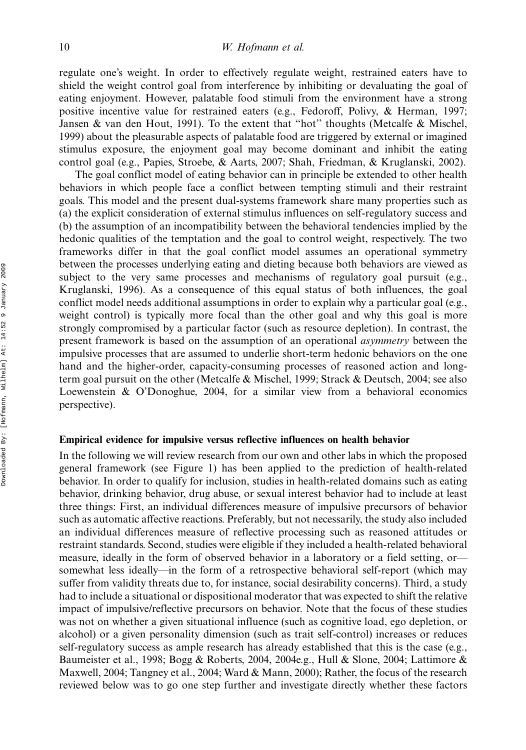regulate one's weight. In order to effectively regulate weight, restrained eaters have to shield the weight control goal from interference by inhibiting or devaluating the goal of eating enjoyment. However, palatable food stimuli from the environment have a strong positive incentive value for restrained eaters (e.g., Fedoroff, Polivy, & Herman, 1997; Jansen & van den Hout, 1991). To the extent that ''hot'' thoughts (Metcalfe & Mischel, 1999) about the pleasurable aspects of palatable food are triggered by external or imagined stimulus exposure, the enjoyment goal may become dominant and inhibit the eating control goal (e.g., Papies, Stroebe, & Aarts, 2007; Shah, Friedman, & Kruglanski, 2002).

The goal conflict model of eating behavior can in principle be extended to other health behaviors in which people face a conflict between tempting stimuli and their restraint goals. This model and the present dual-systems framework share many properties such as (a) the explicit consideration of external stimulus influences on self-regulatory success and (b) the assumption of an incompatibility between the behavioral tendencies implied by the hedonic qualities of the temptation and the goal to control weight, respectively. The two frameworks differ in that the goal conflict model assumes an operational symmetry between the processes underlying eating and dieting because both behaviors are viewed as subject to the very same processes and mechanisms of regulatory goal pursuit (e.g., Kruglanski, 1996). As a consequence of this equal status of both influences, the goal conflict model needs additional assumptions in order to explain why a particular goal (e.g., weight control) is typically more focal than the other goal and why this goal is more strongly compromised by a particular factor (such as resource depletion). In contrast, the present framework is based on the assumption of an operational *asymmetry* between the impulsive processes that are assumed to underlie short-term hedonic behaviors on the one hand and the higher-order, capacity-consuming processes of reasoned action and long-term goal pursuit on the other (Metcalfe & Mischel, 1999; Strack & Deutsch, 2004; see also Loewenstein & O'Donoghue, 2004, for a similar view from a behavioral economics perspective).

## Empirical evidence for impulsive versus reflective influences on health behavior

In the following we will review research from our own and other labs in which the proposed general framework (see Figure 1) has been applied to the prediction of health-related behavior. In order to qualify for inclusion, studies in health-related domains such as eating behavior, drinking behavior, drug abuse, or sexual interest behavior had to include at least three things: First, an individual differences measure of impulsive precursors of behavior such as automatic affective reactions. Preferably, but not necessarily, the study also included an individual differences measure of reflective processing such as reasoned attitudes or restraint standards. Second, studies were eligible if they included a health-related behavioral measure, ideally in the form of observed behavior in a laboratory or a field setting, or—somewhat less ideally—in the form of a retrospective behavioral self-report (which may suffer from validity threats due to, for instance, social desirability concerns). Third, a study had to include a situational or dispositional moderator that was expected to shift the relative impact of impulsive/reflective precursors on behavior. Note that the focus of these studies was not on whether a given situational influence (such as cognitive load, ego depletion, or alcohol) or a given personality dimension (such as trait self-control) increases or reduces self-regulatory success as ample research has already established that this is the case (e.g., Baumeister et al., 1998; Bogg & Roberts, 2004, 2004e.g., Hull & Slone, 2004; Lattimore & Maxwell, 2004; Tangney et al., 2004; Ward & Mann, 2000); Rather, the focus of the research reviewed below was to go one step further and investigate directly whether these factors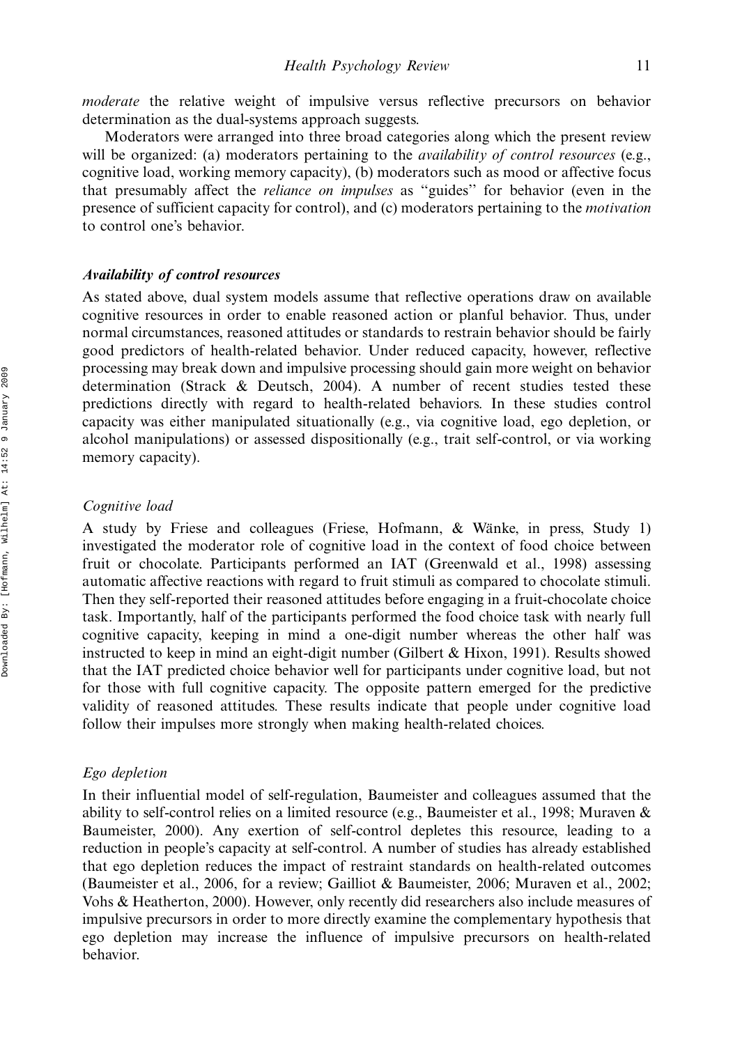*moderate* the relative weight of impulsive versus reflective precursors on behavior determination as the dual-systems approach suggests.

Moderators were arranged into three broad categories along which the present review will be organized: (a) moderators pertaining to the *availability of control resources* (e.g., cognitive load, working memory capacity), (b) moderators such as mood or affective focus that presumably affect the *reliance on impulses* as ''guides'' for behavior (even in the presence of sufficient capacity for control), and (c) moderators pertaining to the *motivation* to control one's behavior.

### *Availability of control resources*

As stated above, dual system models assume that reflective operations draw on available cognitive resources in order to enable reasoned action or planful behavior. Thus, under normal circumstances, reasoned attitudes or standards to restrain behavior should be fairly good predictors of health-related behavior. Under reduced capacity, however, reflective processing may break down and impulsive processing should gain more weight on behavior determination (Strack & Deutsch, 2004). A number of recent studies tested these predictions directly with regard to health-related behaviors. In these studies control capacity was either manipulated situationally (e.g., via cognitive load, ego depletion, or alcohol manipulations) or assessed dispositionally (e.g., trait self-control, or via working memory capacity).

#### *Cognitive load*

A study by Friese and colleagues (Friese, Hofmann, & Wänke, in press, Study 1) investigated the moderator role of cognitive load in the context of food choice between fruit or chocolate. Participants performed an IAT (Greenwald et al., 1998) assessing automatic affective reactions with regard to fruit stimuli as compared to chocolate stimuli. Then they self-reported their reasoned attitudes before engaging in a fruit-chocolate choice task. Importantly, half of the participants performed the food choice task with nearly full cognitive capacity, keeping in mind a one-digit number whereas the other half was instructed to keep in mind an eight-digit number (Gilbert & Hixon, 1991). Results showed that the IAT predicted choice behavior well for participants under cognitive load, but not for those with full cognitive capacity. The opposite pattern emerged for the predictive validity of reasoned attitudes. These results indicate that people under cognitive load follow their impulses more strongly when making health-related choices.

#### *Ego depletion*

In their influential model of self-regulation, Baumeister and colleagues assumed that the ability to self-control relies on a limited resource (e.g., Baumeister et al., 1998; Muraven & Baumeister, 2000). Any exertion of self-control depletes this resource, leading to a reduction in people's capacity at self-control. A number of studies has already established that ego depletion reduces the impact of restraint standards on health-related outcomes (Baumeister et al., 2006, for a review; Gailliot & Baumeister, 2006; Muraven et al., 2002; Vohs & Heatherton, 2000). However, only recently did researchers also include measures of impulsive precursors in order to more directly examine the complementary hypothesis that ego depletion may increase the influence of impulsive precursors on health-related behavior.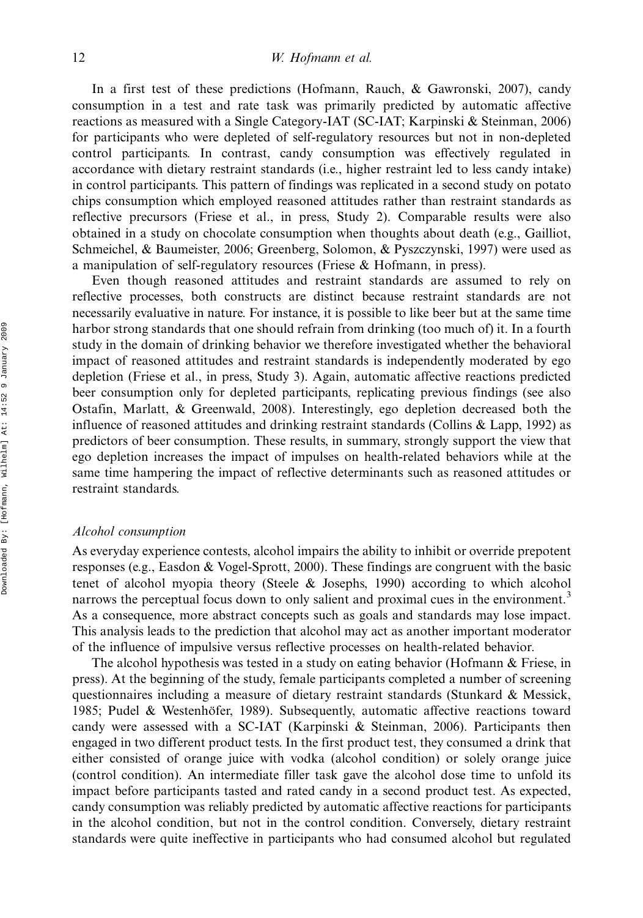In a first test of these predictions (Hofmann, Rauch, & Gawronski, 2007), candy consumption in a test and rate task was primarily predicted by automatic affective reactions as measured with a Single Category-IAT (SC-IAT; Karpinski & Steinman, 2006) for participants who were depleted of self-regulatory resources but not in non-depleted control participants. In contrast, candy consumption was effectively regulated in accordance with dietary restraint standards (i.e., higher restraint led to less candy intake) in control participants. This pattern of findings was replicated in a second study on potato chips consumption which employed reasoned attitudes rather than restraint standards as reflective precursors (Friese et al., in press, Study 2). Comparable results were also obtained in a study on chocolate consumption when thoughts about death (e.g., Gailliot, Schmeichel, & Baumeister, 2006; Greenberg, Solomon, & Pyszczynski, 1997) were used as a manipulation of self-regulatory resources (Friese & Hofmann, in press).

Even though reasoned attitudes and restraint standards are assumed to rely on reflective processes, both constructs are distinct because restraint standards are not necessarily evaluative in nature. For instance, it is possible to like beer but at the same time harbor strong standards that one should refrain from drinking (too much of) it. In a fourth study in the domain of drinking behavior we therefore investigated whether the behavioral impact of reasoned attitudes and restraint standards is independently moderated by ego depletion (Friese et al., in press, Study 3). Again, automatic affective reactions predicted beer consumption only for depleted participants, replicating previous findings (see also Ostafin, Marlatt, & Greenwald, 2008). Interestingly, ego depletion decreased both the influence of reasoned attitudes and drinking restraint standards (Collins & Lapp, 1992) as predictors of beer consumption. These results, in summary, strongly support the view that ego depletion increases the impact of impulses on health-related behaviors while at the same time hampering the impact of reflective determinants such as reasoned attitudes or restraint standards.

### *Alcohol consumption*

As everyday experience contests, alcohol impairs the ability to inhibit or override prepotent responses (e.g., Easdon & Vogel-Sprott, 2000). These findings are congruent with the basic tenet of alcohol myopia theory (Steele & Josephs, 1990) according to which alcohol narrows the perceptual focus down to only salient and proximal cues in the environment.[3] As a consequence, more abstract concepts such as goals and standards may lose impact. This analysis leads to the prediction that alcohol may act as another important moderator of the influence of impulsive versus reflective processes on health-related behavior.

The alcohol hypothesis was tested in a study on eating behavior (Hofmann & Friese, in press). At the beginning of the study, female participants completed a number of screening questionnaires including a measure of dietary restraint standards (Stunkard & Messick, 1985; Pudel & Westenhöfer, 1989). Subsequently, automatic affective reactions toward candy were assessed with a SC-IAT (Karpinski & Steinman, 2006). Participants then engaged in two different product tests. In the first product test, they consumed a drink that either consisted of orange juice with vodka (alcohol condition) or solely orange juice (control condition). An intermediate filler task gave the alcohol dose time to unfold its impact before participants tasted and rated candy in a second product test. As expected, candy consumption was reliably predicted by automatic affective reactions for participants in the alcohol condition, but not in the control condition. Conversely, dietary restraint standards were quite ineffective in participants who had consumed alcohol but regulated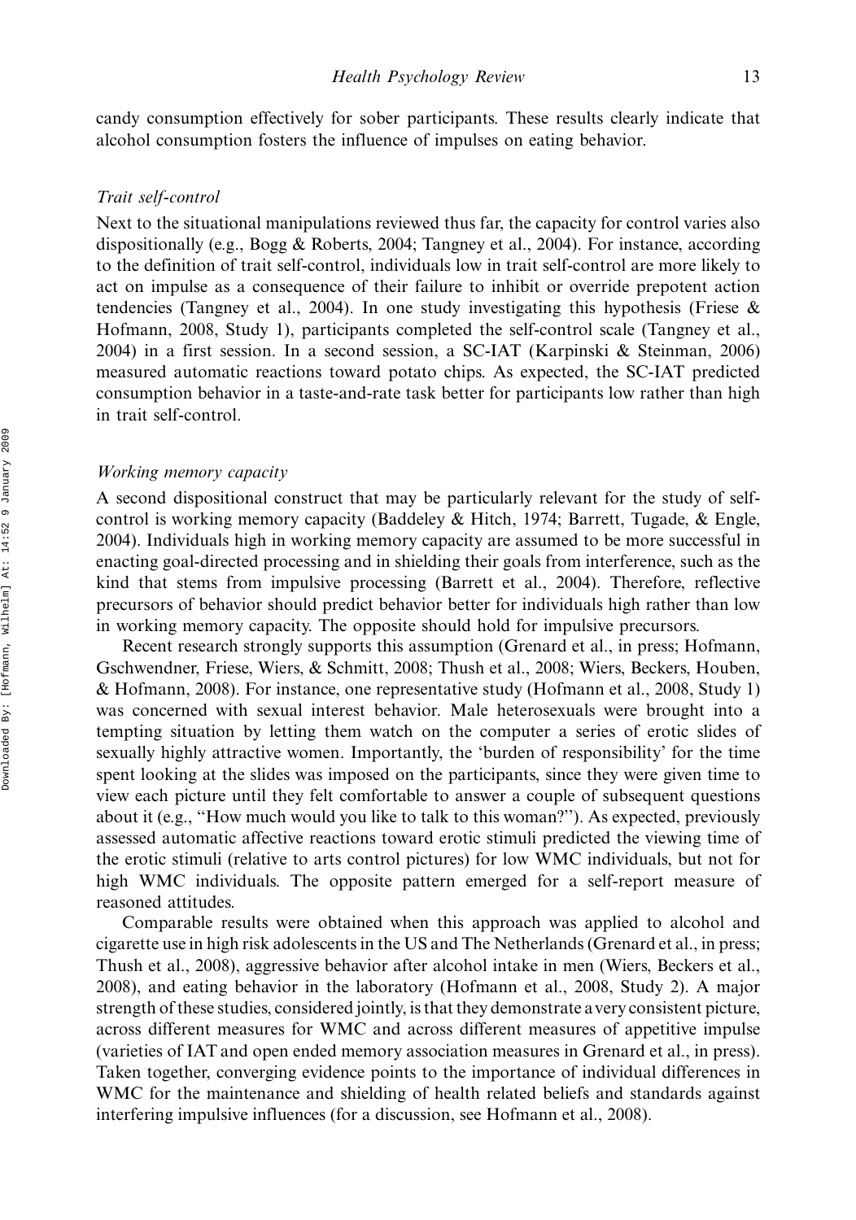candy consumption effectively for sober participants. These results clearly indicate that alcohol consumption fosters the influence of impulses on eating behavior.

### *Trait self-control*

Next to the situational manipulations reviewed thus far, the capacity for control varies also dispositionally (e.g., Bogg & Roberts, 2004; Tangney et al., 2004). For instance, according to the definition of trait self-control, individuals low in trait self-control are more likely to act on impulse as a consequence of their failure to inhibit or override prepotent action tendencies (Tangney et al., 2004). In one study investigating this hypothesis (Friese & Hofmann, 2008, Study 1), participants completed the self-control scale (Tangney et al., 2004) in a first session. In a second session, a SC-IAT (Karpinski & Steinman, 2006) measured automatic reactions toward potato chips. As expected, the SC-IAT predicted consumption behavior in a taste-and-rate task better for participants low rather than high in trait self-control.

### *Working memory capacity*

A second dispositional construct that may be particularly relevant for the study of self-control is working memory capacity (Baddeley & Hitch, 1974; Barrett, Tugade, & Engle, 2004). Individuals high in working memory capacity are assumed to be more successful in enacting goal-directed processing and in shielding their goals from interference, such as the kind that stems from impulsive processing (Barrett et al., 2004). Therefore, reflective precursors of behavior should predict behavior better for individuals high rather than low in working memory capacity. The opposite should hold for impulsive precursors.

Recent research strongly supports this assumption (Grenard et al., in press; Hofmann, Gschwendner, Friese, Wiers, & Schmitt, 2008; Thush et al., 2008; Wiers, Beckers, Houben, & Hofmann, 2008). For instance, one representative study (Hofmann et al., 2008, Study 1) was concerned with sexual interest behavior. Male heterosexuals were brought into a tempting situation by letting them watch on the computer a series of erotic slides of sexually highly attractive women. Importantly, the 'burden of responsibility' for the time spent looking at the slides was imposed on the participants, since they were given time to view each picture until they felt comfortable to answer a couple of subsequent questions about it (e.g., "How much would you like to talk to this woman?"). As expected, previously assessed automatic affective reactions toward erotic stimuli predicted the viewing time of the erotic stimuli (relative to arts control pictures) for low WMC individuals, but not for high WMC individuals. The opposite pattern emerged for a self-report measure of reasoned attitudes.

Comparable results were obtained when this approach was applied to alcohol and cigarette use in high risk adolescents in the US and The Netherlands (Grenard et al., in press; Thush et al., 2008), aggressive behavior after alcohol intake in men (Wiers, Beckers et al., 2008), and eating behavior in the laboratory (Hofmann et al., 2008, Study 2). A major strength of these studies, considered jointly, is that they demonstrate a very consistent picture, across different measures for WMC and across different measures of appetitive impulse (varieties of IAT and open ended memory association measures in Grenard et al., in press). Taken together, converging evidence points to the importance of individual differences in WMC for the maintenance and shielding of health related beliefs and standards against interfering impulsive influences (for a discussion, see Hofmann et al., 2008).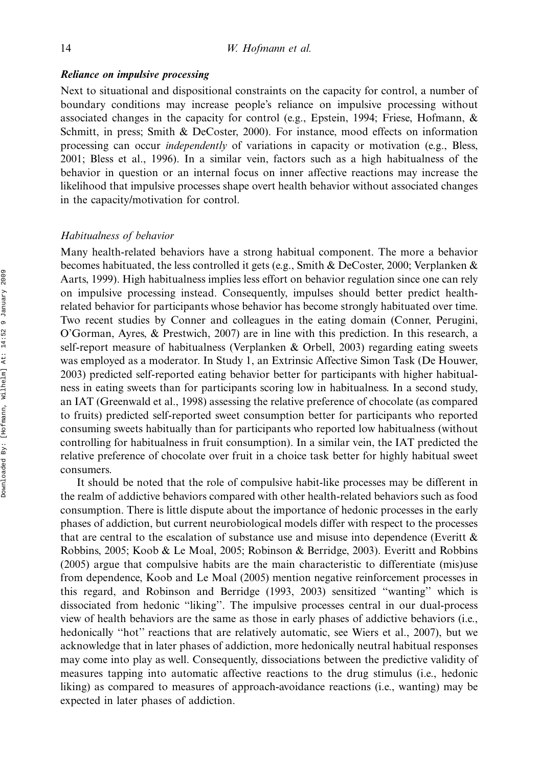### *Reliance on impulsive processing*

Next to situational and dispositional constraints on the capacity for control, a number of boundary conditions may increase people's reliance on impulsive processing without associated changes in the capacity for control (e.g., Epstein, 1994; Friese, Hofmann, & Schmitt, in press; Smith & DeCoster, 2000). For instance, mood effects on information processing can occur *independently* of variations in capacity or motivation (e.g., Bless, 2001; Bless et al., 1996). In a similar vein, factors such as a high habitualness of the behavior in question or an internal focus on inner affective reactions may increase the likelihood that impulsive processes shape overt health behavior without associated changes in the capacity/motivation for control.

#### *Habitualness of behavior*

Many health-related behaviors have a strong habitual component. The more a behavior becomes habituated, the less controlled it gets (e.g., Smith & DeCoster, 2000; Verplanken & Aarts, 1999). High habitualness implies less effort on behavior regulation since one can rely on impulsive processing instead. Consequently, impulses should better predict health-related behavior for participants whose behavior has become strongly habituated over time. Two recent studies by Conner and colleagues in the eating domain (Conner, Perugini, O'Gorman, Ayres, & Prestwich, 2007) are in line with this prediction. In this research, a self-report measure of habitualness (Verplanken & Orbell, 2003) regarding eating sweets was employed as a moderator. In Study 1, an Extrinsic Affective Simon Task (De Houwer, 2003) predicted self-reported eating behavior better for participants with higher habitualness in eating sweets than for participants scoring low in habitualness. In a second study, an IAT (Greenwald et al., 1998) assessing the relative preference of chocolate (as compared to fruits) predicted self-reported sweet consumption better for participants who reported consuming sweets habitually than for participants who reported low habitualness (without controlling for habitualness in fruit consumption). In a similar vein, the IAT predicted the relative preference of chocolate over fruit in a choice task better for highly habitual sweet consumers.

It should be noted that the role of compulsive habit-like processes may be different in the realm of addictive behaviors compared with other health-related behaviors such as food consumption. There is little dispute about the importance of hedonic processes in the early phases of addiction, but current neurobiological models differ with respect to the processes that are central to the escalation of substance use and misuse into dependence (Everitt & Robbins, 2005; Koob & Le Moal, 2005; Robinson & Berridge, 2003). Everitt and Robbins (2005) argue that compulsive habits are the main characteristic to differentiate (mis)use from dependence, Koob and Le Moal (2005) mention negative reinforcement processes in this regard, and Robinson and Berridge (1993, 2003) sensitized "wanting" which is dissociated from hedonic "liking". The impulsive processes central in our dual-process view of health behaviors are the same as those in early phases of addictive behaviors (i.e., hedonically "hot" reactions that are relatively automatic, see Wiers et al., 2007), but we acknowledge that in later phases of addiction, more hedonically neutral habitual responses may come into play as well. Consequently, dissociations between the predictive validity of measures tapping into automatic affective reactions to the drug stimulus (i.e., hedonic liking) as compared to measures of approach-avoidance reactions (i.e., wanting) may be expected in later phases of addiction.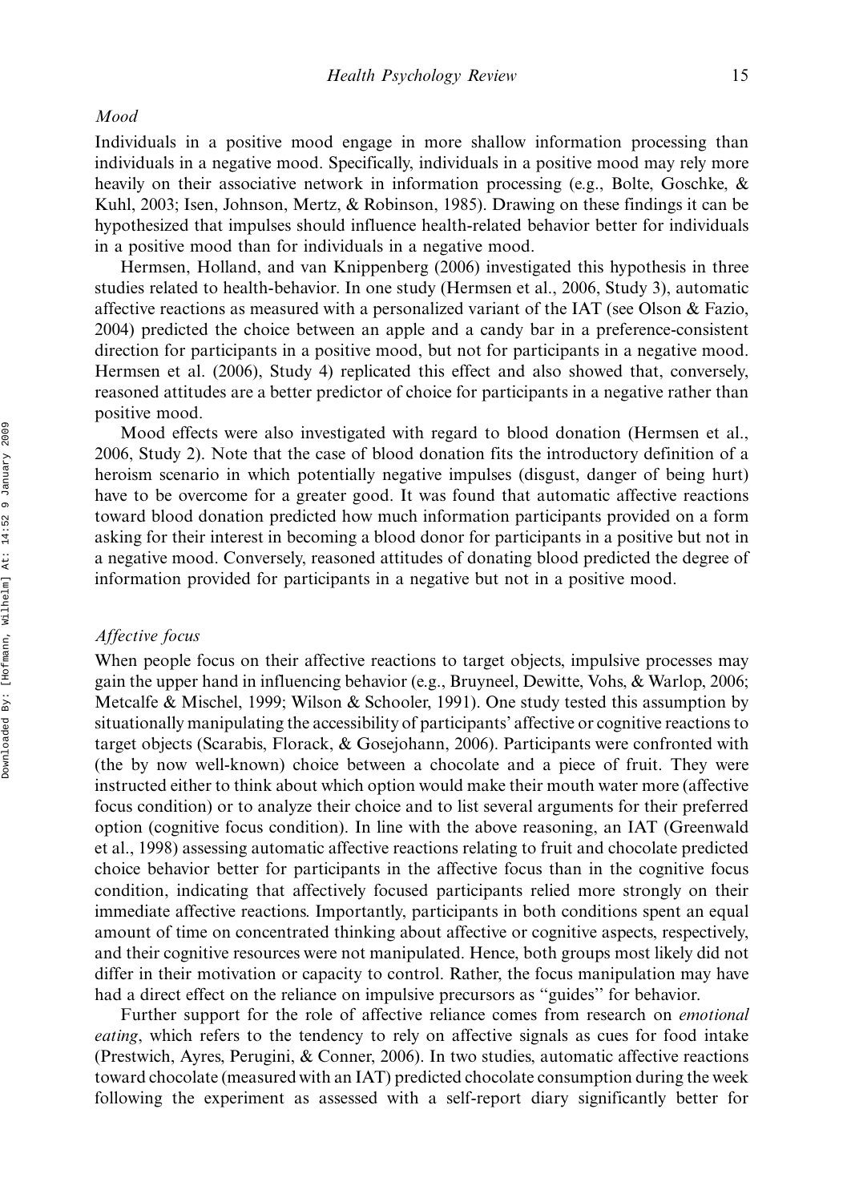*Mood*

Individuals in a positive mood engage in more shallow information processing than individuals in a negative mood. Specifically, individuals in a positive mood may rely more heavily on their associative network in information processing (e.g., Bolte, Goschke, & Kuhl, 2003; Isen, Johnson, Mertz, & Robinson, 1985). Drawing on these findings it can be hypothesized that impulses should influence health-related behavior better for individuals in a positive mood than for individuals in a negative mood.

Hermsen, Holland, and van Knippenberg (2006) investigated this hypothesis in three studies related to health-behavior. In one study (Hermsen et al., 2006, Study 3), automatic affective reactions as measured with a personalized variant of the IAT (see Olson & Fazio, 2004) predicted the choice between an apple and a candy bar in a preference-consistent direction for participants in a positive mood, but not for participants in a negative mood. Hermsen et al. (2006), Study 4) replicated this effect and also showed that, conversely, reasoned attitudes are a better predictor of choice for participants in a negative rather than positive mood.

Mood effects were also investigated with regard to blood donation (Hermsen et al., 2006, Study 2). Note that the case of blood donation fits the introductory definition of a heroism scenario in which potentially negative impulses (disgust, danger of being hurt) have to be overcome for a greater good. It was found that automatic affective reactions toward blood donation predicted how much information participants provided on a form asking for their interest in becoming a blood donor for participants in a positive but not in a negative mood. Conversely, reasoned attitudes of donating blood predicted the degree of information provided for participants in a negative but not in a positive mood.

*Affective focus*

When people focus on their affective reactions to target objects, impulsive processes may gain the upper hand in influencing behavior (e.g., Bruyneel, Dewitte, Vohs, & Warlop, 2006; Metcalfe & Mischel, 1999; Wilson & Schooler, 1991). One study tested this assumption by situationally manipulating the accessibility of participants' affective or cognitive reactions to target objects (Scarabis, Florack, & Gosejohann, 2006). Participants were confronted with (the by now well-known) choice between a chocolate and a piece of fruit. They were instructed either to think about which option would make their mouth water more (affective focus condition) or to analyze their choice and to list several arguments for their preferred option (cognitive focus condition). In line with the above reasoning, an IAT (Greenwald et al., 1998) assessing automatic affective reactions relating to fruit and chocolate predicted choice behavior better for participants in the affective focus than in the cognitive focus condition, indicating that affectively focused participants relied more strongly on their immediate affective reactions. Importantly, participants in both conditions spent an equal amount of time on concentrated thinking about affective or cognitive aspects, respectively, and their cognitive resources were not manipulated. Hence, both groups most likely did not differ in their motivation or capacity to control. Rather, the focus manipulation may have had a direct effect on the reliance on impulsive precursors as "guides" for behavior.

Further support for the role of affective reliance comes from research on *emotional eating*, which refers to the tendency to rely on affective signals as cues for food intake (Prestwich, Ayres, Perugini, & Conner, 2006). In two studies, automatic affective reactions toward chocolate (measured with an IAT) predicted chocolate consumption during the week following the experiment as assessed with a self-report diary significantly better for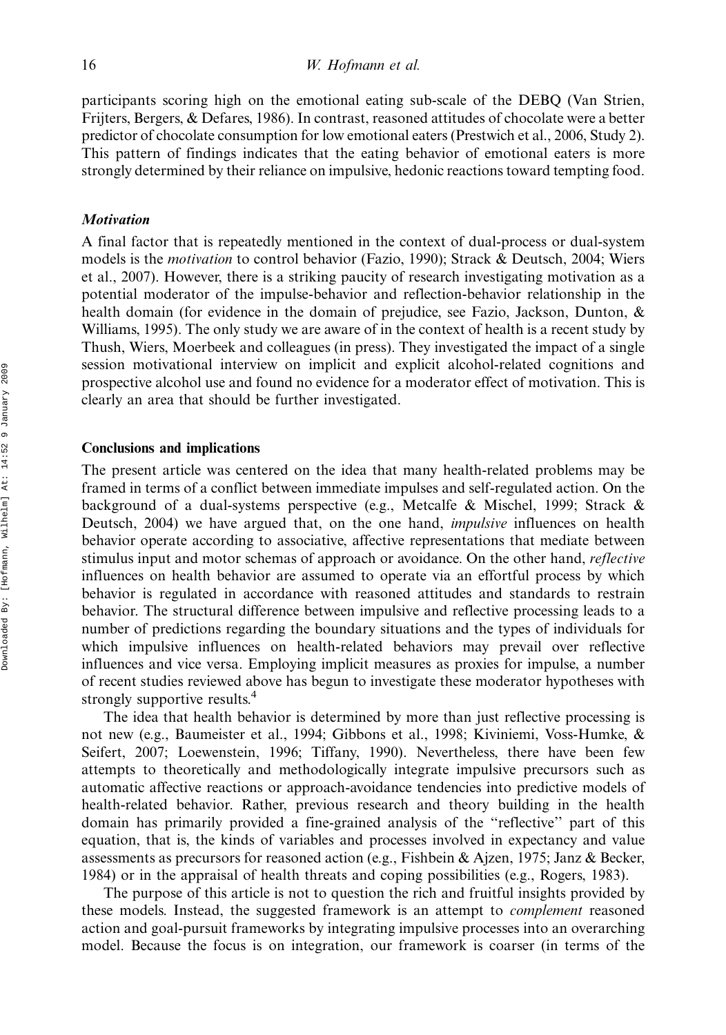participants scoring high on the emotional eating sub-scale of the DEBQ (Van Strien, Frijters, Bergers, & Defares, 1986). In contrast, reasoned attitudes of chocolate were a better predictor of chocolate consumption for low emotional eaters (Prestwich et al., 2006, Study 2). This pattern of findings indicates that the eating behavior of emotional eaters is more strongly determined by their reliance on impulsive, hedonic reactions toward tempting food.

### *Motivation*

A final factor that is repeatedly mentioned in the context of dual-process or dual-system models is the *motivation* to control behavior (Fazio, 1990); Strack & Deutsch, 2004; Wiers et al., 2007). However, there is a striking paucity of research investigating motivation as a potential moderator of the impulse-behavior and reflection-behavior relationship in the health domain (for evidence in the domain of prejudice, see Fazio, Jackson, Dunton, & Williams, 1995). The only study we are aware of in the context of health is a recent study by Thush, Wiers, Moerbeek and colleagues (in press). They investigated the impact of a single session motivational interview on implicit and explicit alcohol-related cognitions and prospective alcohol use and found no evidence for a moderator effect of motivation. This is clearly an area that should be further investigated.

## Conclusions and implications

The present article was centered on the idea that many health-related problems may be framed in terms of a conflict between immediate impulses and self-regulated action. On the background of a dual-systems perspective (e.g., Metcalfe & Mischel, 1999; Strack & Deutsch, 2004) we have argued that, on the one hand, *impulsive* influences on health behavior operate according to associative, affective representations that mediate between stimulus input and motor schemas of approach or avoidance. On the other hand, *reflective* influences on health behavior are assumed to operate via an effortful process by which behavior is regulated in accordance with reasoned attitudes and standards to restrain behavior. The structural difference between impulsive and reflective processing leads to a number of predictions regarding the boundary situations and the types of individuals for which impulsive influences on health-related behaviors may prevail over reflective influences and vice versa. Employing implicit measures as proxies for impulse, a number of recent studies reviewed above has begun to investigate these moderator hypotheses with strongly supportive results.[4]

The idea that health behavior is determined by more than just reflective processing is not new (e.g., Baumeister et al., 1994; Gibbons et al., 1998; Kiviniemi, Voss-Humke, & Seifert, 2007; Loewenstein, 1996; Tiffany, 1990). Nevertheless, there have been few attempts to theoretically and methodologically integrate impulsive precursors such as automatic affective reactions or approach-avoidance tendencies into predictive models of health-related behavior. Rather, previous research and theory building in the health domain has primarily provided a fine-grained analysis of the "reflective" part of this equation, that is, the kinds of variables and processes involved in expectancy and value assessments as precursors for reasoned action (e.g., Fishbein & Ajzen, 1975; Janz & Becker, 1984) or in the appraisal of health threats and coping possibilities (e.g., Rogers, 1983).

The purpose of this article is not to question the rich and fruitful insights provided by these models. Instead, the suggested framework is an attempt to *complement* reasoned action and goal-pursuit frameworks by integrating impulsive processes into an overarching model. Because the focus is on integration, our framework is coarser (in terms of the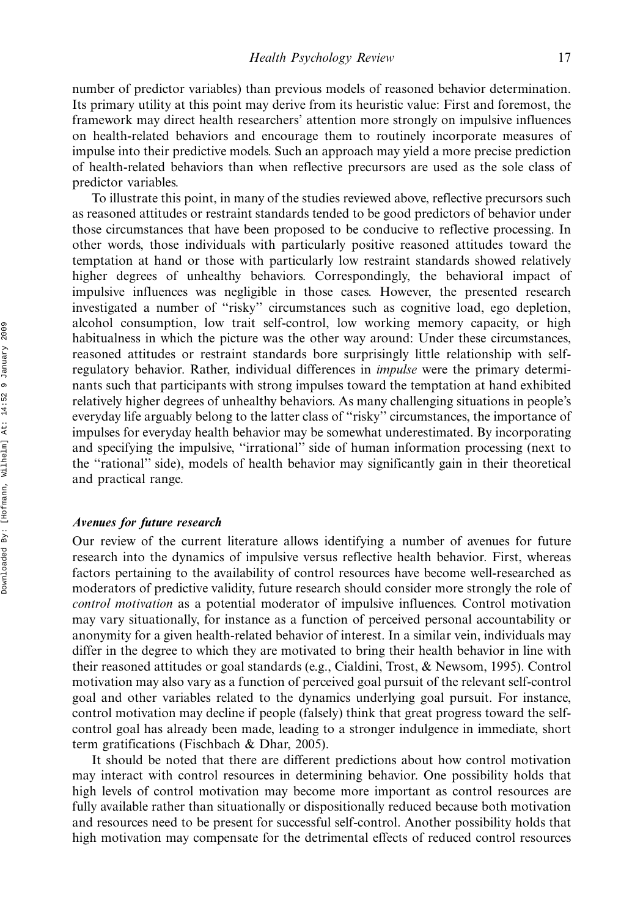number of predictor variables) than previous models of reasoned behavior determination. Its primary utility at this point may derive from its heuristic value: First and foremost, the framework may direct health researchers' attention more strongly on impulsive influences on health-related behaviors and encourage them to routinely incorporate measures of impulse into their predictive models. Such an approach may yield a more precise prediction of health-related behaviors than when reflective precursors are used as the sole class of predictor variables.

To illustrate this point, in many of the studies reviewed above, reflective precursors such as reasoned attitudes or restraint standards tended to be good predictors of behavior under those circumstances that have been proposed to be conducive to reflective processing. In other words, those individuals with particularly positive reasoned attitudes toward the temptation at hand or those with particularly low restraint standards showed relatively higher degrees of unhealthy behaviors. Correspondingly, the behavioral impact of impulsive influences was negligible in those cases. However, the presented research investigated a number of "risky" circumstances such as cognitive load, ego depletion, alcohol consumption, low trait self-control, low working memory capacity, or high habitualness in which the picture was the other way around: Under these circumstances, reasoned attitudes or restraint standards bore surprisingly little relationship with self-regulatory behavior. Rather, individual differences in *impulse* were the primary determinants such that participants with strong impulses toward the temptation at hand exhibited relatively higher degrees of unhealthy behaviors. As many challenging situations in people's everyday life arguably belong to the latter class of "risky" circumstances, the importance of impulses for everyday health behavior may be somewhat underestimated. By incorporating and specifying the impulsive, "irrational" side of human information processing (next to the "rational" side), models of health behavior may significantly gain in their theoretical and practical range.

### *Avenues for future research*

Our review of the current literature allows identifying a number of avenues for future research into the dynamics of impulsive versus reflective health behavior. First, whereas factors pertaining to the availability of control resources have become well-researched as moderators of predictive validity, future research should consider more strongly the role of *control motivation* as a potential moderator of impulsive influences. Control motivation may vary situationally, for instance as a function of perceived personal accountability or anonymity for a given health-related behavior of interest. In a similar vein, individuals may differ in the degree to which they are motivated to bring their health behavior in line with their reasoned attitudes or goal standards (e.g., Cialdini, Trost, & Newsom, 1995). Control motivation may also vary as a function of perceived goal pursuit of the relevant self-control goal and other variables related to the dynamics underlying goal pursuit. For instance, control motivation may decline if people (falsely) think that great progress toward the self-control goal has already been made, leading to a stronger indulgence in immediate, short term gratifications (Fischbach & Dhar, 2005).

It should be noted that there are different predictions about how control motivation may interact with control resources in determining behavior. One possibility holds that high levels of control motivation may become more important as control resources are fully available rather than situationally or dispositionally reduced because both motivation and resources need to be present for successful self-control. Another possibility holds that high motivation may compensate for the detrimental effects of reduced control resources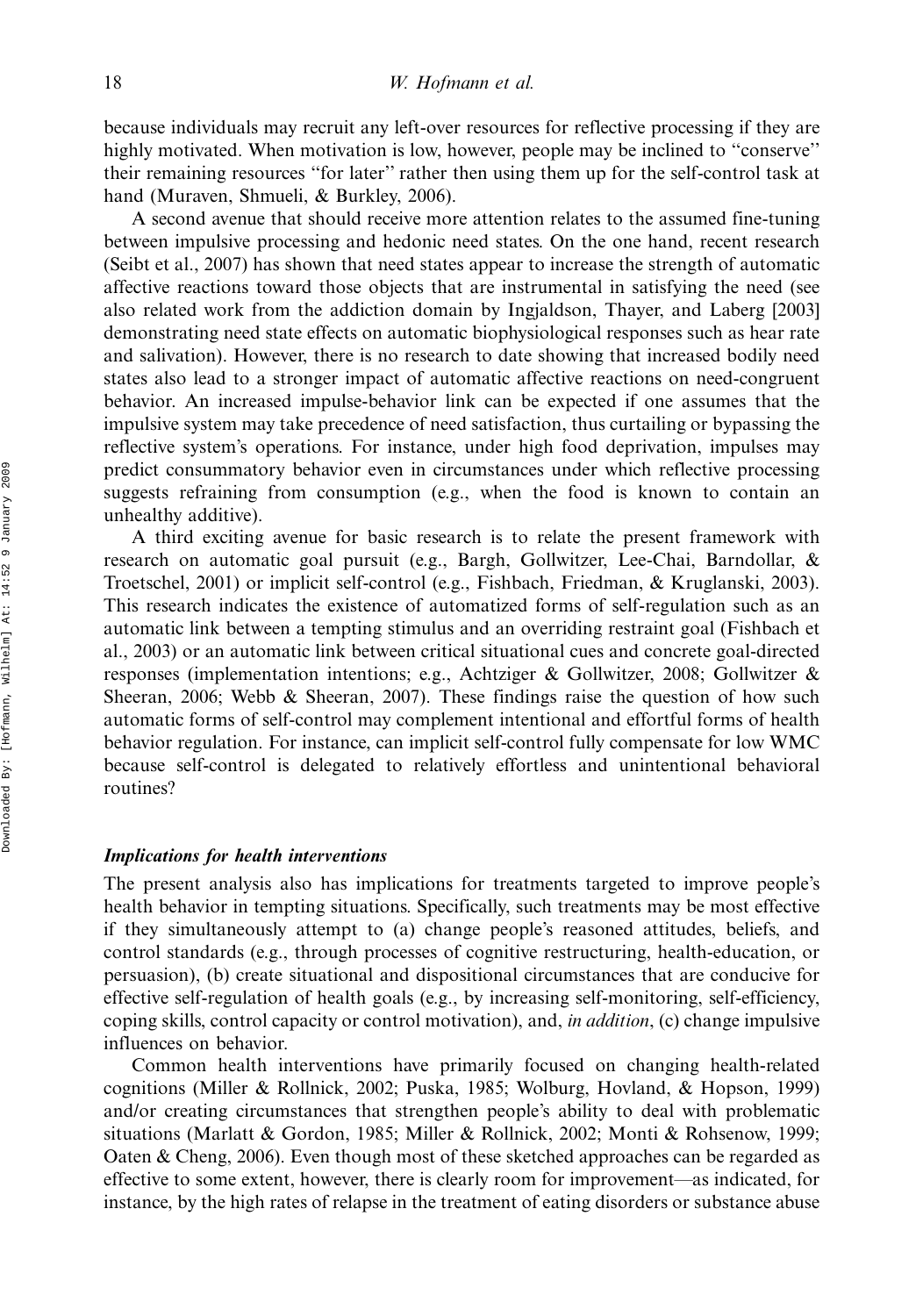because individuals may recruit any left-over resources for reflective processing if they are highly motivated. When motivation is low, however, people may be inclined to "conserve" their remaining resources "for later" rather then using them up for the self-control task at hand (Muraven, Shmueli, & Burkley, 2006).

A second avenue that should receive more attention relates to the assumed fine-tuning between impulsive processing and hedonic need states. On the one hand, recent research (Seibt et al., 2007) has shown that need states appear to increase the strength of automatic affective reactions toward those objects that are instrumental in satisfying the need (see also related work from the addiction domain by Ingjaldson, Thayer, and Laberg [2003] demonstrating need state effects on automatic biophysiological responses such as hear rate and salivation). However, there is no research to date showing that increased bodily need states also lead to a stronger impact of automatic affective reactions on need-congruent behavior. An increased impulse-behavior link can be expected if one assumes that the impulsive system may take precedence of need satisfaction, thus curtailing or bypassing the reflective system's operations. For instance, under high food deprivation, impulses may predict consummatory behavior even in circumstances under which reflective processing suggests refraining from consumption (e.g., when the food is known to contain an unhealthy additive).

A third exciting avenue for basic research is to relate the present framework with research on automatic goal pursuit (e.g., Bargh, Gollwitzer, Lee-Chai, Barndollar, & Troetschel, 2001) or implicit self-control (e.g., Fishbach, Friedman, & Kruglanski, 2003). This research indicates the existence of automatized forms of self-regulation such as an automatic link between a tempting stimulus and an overriding restraint goal (Fishbach et al., 2003) or an automatic link between critical situational cues and concrete goal-directed responses (implementation intentions; e.g., Achtziger & Gollwitzer, 2008; Gollwitzer & Sheeran, 2006; Webb & Sheeran, 2007). These findings raise the question of how such automatic forms of self-control may complement intentional and effortful forms of health behavior regulation. For instance, can implicit self-control fully compensate for low WMC because self-control is delegated to relatively effortless and unintentional behavioral routines?

### *Implications for health interventions*

The present analysis also has implications for treatments targeted to improve people's health behavior in tempting situations. Specifically, such treatments may be most effective if they simultaneously attempt to (a) change people's reasoned attitudes, beliefs, and control standards (e.g., through processes of cognitive restructuring, health-education, or persuasion), (b) create situational and dispositional circumstances that are conducive for effective self-regulation of health goals (e.g., by increasing self-monitoring, self-efficiency, coping skills, control capacity or control motivation), and, *in addition*, (c) change impulsive influences on behavior.

Common health interventions have primarily focused on changing health-related cognitions (Miller & Rollnick, 2002; Puska, 1985; Wolburg, Hovland, & Hopson, 1999) and/or creating circumstances that strengthen people's ability to deal with problematic situations (Marlatt & Gordon, 1985; Miller & Rollnick, 2002; Monti & Rohsenow, 1999; Oaten & Cheng, 2006). Even though most of these sketched approaches can be regarded as effective to some extent, however, there is clearly room for improvement—as indicated, for instance, by the high rates of relapse in the treatment of eating disorders or substance abuse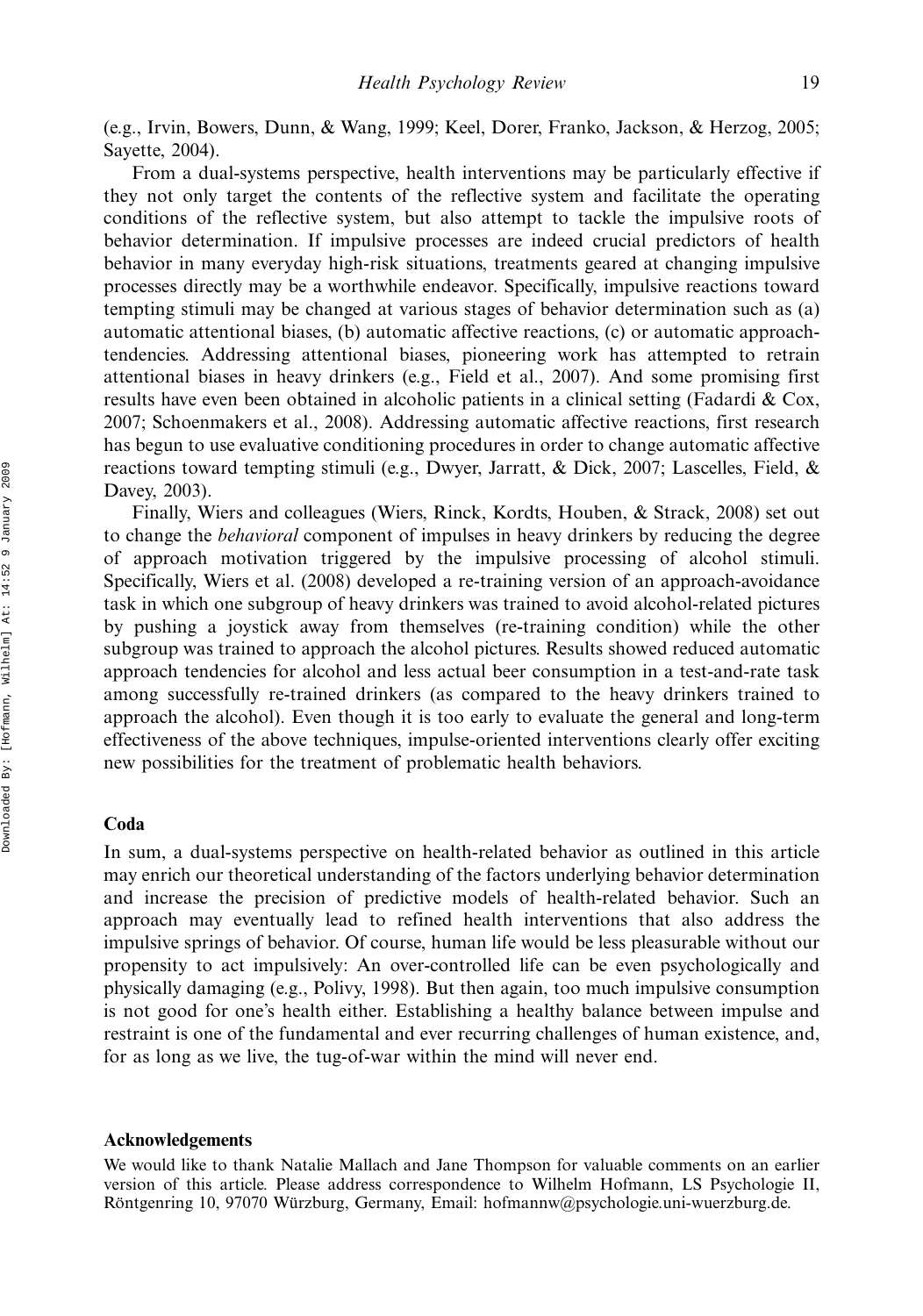(e.g., Irvin, Bowers, Dunn, & Wang, 1999; Keel, Dorer, Franko, Jackson, & Herzog, 2005; Sayette, 2004).

From a dual-systems perspective, health interventions may be particularly effective if they not only target the contents of the reflective system and facilitate the operating conditions of the reflective system, but also attempt to tackle the impulsive roots of behavior determination. If impulsive processes are indeed crucial predictors of health behavior in many everyday high-risk situations, treatments geared at changing impulsive processes directly may be a worthwhile endeavor. Specifically, impulsive reactions toward tempting stimuli may be changed at various stages of behavior determination such as (a) automatic attentional biases, (b) automatic affective reactions, (c) or automatic approach-tendencies. Addressing attentional biases, pioneering work has attempted to retrain attentional biases in heavy drinkers (e.g., Field et al., 2007). And some promising first results have even been obtained in alcoholic patients in a clinical setting (Fadardi & Cox, 2007; Schoenmakers et al., 2008). Addressing automatic affective reactions, first research has begun to use evaluative conditioning procedures in order to change automatic affective reactions toward tempting stimuli (e.g., Dwyer, Jarratt, & Dick, 2007; Lascelles, Field, & Davey, 2003).

Finally, Wiers and colleagues (Wiers, Rinck, Kordts, Houben, & Strack, 2008) set out to change the *behavioral* component of impulses in heavy drinkers by reducing the degree of approach motivation triggered by the impulsive processing of alcohol stimuli. Specifically, Wiers et al. (2008) developed a re-training version of an approach-avoidance task in which one subgroup of heavy drinkers was trained to avoid alcohol-related pictures by pushing a joystick away from themselves (re-training condition) while the other subgroup was trained to approach the alcohol pictures. Results showed reduced automatic approach tendencies for alcohol and less actual beer consumption in a test-and-rate task among successfully re-trained drinkers (as compared to the heavy drinkers trained to approach the alcohol). Even though it is too early to evaluate the general and long-term effectiveness of the above techniques, impulse-oriented interventions clearly offer exciting new possibilities for the treatment of problematic health behaviors.

## Coda

In sum, a dual-systems perspective on health-related behavior as outlined in this article may enrich our theoretical understanding of the factors underlying behavior determination and increase the precision of predictive models of health-related behavior. Such an approach may eventually lead to refined health interventions that also address the impulsive springs of behavior. Of course, human life would be less pleasurable without our propensity to act impulsively: An over-controlled life can be even psychologically and physically damaging (e.g., Polivy, 1998). But then again, too much impulsive consumption is not good for one's health either. Establishing a healthy balance between impulse and restraint is one of the fundamental and ever recurring challenges of human existence, and, for as long as we live, the tug-of-war within the mind will never end.

## Acknowledgements

We would like to thank Natalie Mallach and Jane Thompson for valuable comments on an earlier version of this article. Please address correspondence to Wilhelm Hofmann, LS Psychologie II, Röntgenring 10, 97070 Würzburg, Germany, Email: hofmannw@psychologie.uni-wuerzburg.de.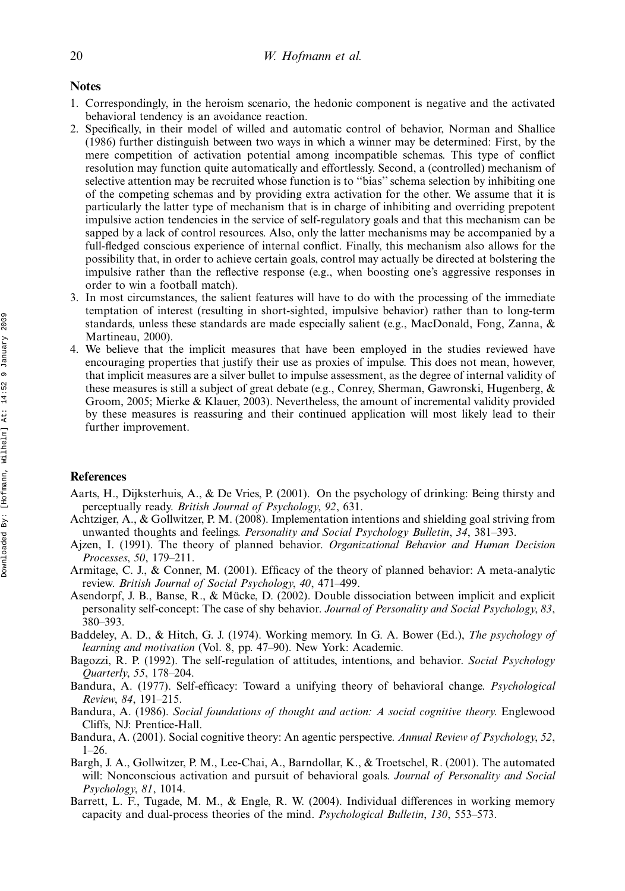## Notes

1. Correspondingly, in the heroism scenario, the hedonic component is negative and the activated behavioral tendency is an avoidance reaction.
2. Specifically, in their model of willed and automatic control of behavior, Norman and Shallice (1986) further distinguish between two ways in which a winner may be determined: First, by the mere competition of activation potential among incompatible schemas. This type of conflict resolution may function quite automatically and effortlessly. Second, a (controlled) mechanism of selective attention may be recruited whose function is to "bias" schema selection by inhibiting one of the competing schemas and by providing extra activation for the other. We assume that it is particularly the latter type of mechanism that is in charge of inhibiting and overriding prepotent impulsive action tendencies in the service of self-regulatory goals and that this mechanism can be sapped by a lack of control resources. Also, only the latter mechanisms may be accompanied by a full-fledged conscious experience of internal conflict. Finally, this mechanism also allows for the possibility that, in order to achieve certain goals, control may actually be directed at bolstering the impulsive rather than the reflective response (e.g., when boosting one's aggressive responses in order to win a football match).
3. In most circumstances, the salient features will have to do with the processing of the immediate temptation of interest (resulting in short-sighted, impulsive behavior) rather than to long-term standards, unless these standards are made especially salient (e.g., MacDonald, Fong, Zanna, & Martineau, 2000).
4. We believe that the implicit measures that have been employed in the studies reviewed have encouraging properties that justify their use as proxies of impulse. This does not mean, however, that implicit measures are a silver bullet to impulse assessment, as the degree of internal validity of these measures is still a subject of great debate (e.g., Conrey, Sherman, Gawronski, Hugenberg, & Groom, 2005; Mierke & Klauer, 2003). Nevertheless, the amount of incremental validity provided by these measures is reassuring and their continued application will most likely lead to their further improvement.

## References

Aarts, H., Dijksterhuis, A., & De Vries, P. (2001). On the psychology of drinking: Being thirsty and perceptually ready. *British Journal of Psychology*, *92*, 631.

Achtziger, A., & Gollwitzer, P. M. (2008). Implementation intentions and shielding goal striving from unwanted thoughts and feelings. *Personality and Social Psychology Bulletin*, *34*, 381–393.

Ajzen, I. (1991). The theory of planned behavior. *Organizational Behavior and Human Decision Processes*, *50*, 179–211.

Armitage, C. J., & Conner, M. (2001). Efficacy of the theory of planned behavior: A meta-analytic review. *British Journal of Social Psychology*, *40*, 471–499.

Asendorpf, J. B., Banse, R., & Mücke, D. (2002). Double dissociation between implicit and explicit personality self-concept: The case of shy behavior. *Journal of Personality and Social Psychology*, *83*, 380–393.

Baddeley, A. D., & Hitch, G. J. (1974). Working memory. In G. A. Bower (Ed.), *The psychology of learning and motivation* (Vol. 8, pp. 47–90). New York: Academic.

Bagozzi, R. P. (1992). The self-regulation of attitudes, intentions, and behavior. *Social Psychology Quarterly*, *55*, 178–204.

Bandura, A. (1977). Self-efficacy: Toward a unifying theory of behavioral change. *Psychological Review*, *84*, 191–215.

Bandura, A. (1986). *Social foundations of thought and action: A social cognitive theory.* Englewood Cliffs, NJ: Prentice-Hall.

Bandura, A. (2001). Social cognitive theory: An agentic perspective. *Annual Review of Psychology*, *52*, 1–26.

Bargh, J. A., Gollwitzer, P. M., Lee-Chai, A., Barndollar, K., & Troetschel, R. (2001). The automated will: Nonconscious activation and pursuit of behavioral goals. *Journal of Personality and Social Psychology*, *81*, 1014.

Barrett, L. F., Tugade, M. M., & Engle, R. W. (2004). Individual differences in working memory capacity and dual-process theories of the mind. *Psychological Bulletin*, *130*, 553–573.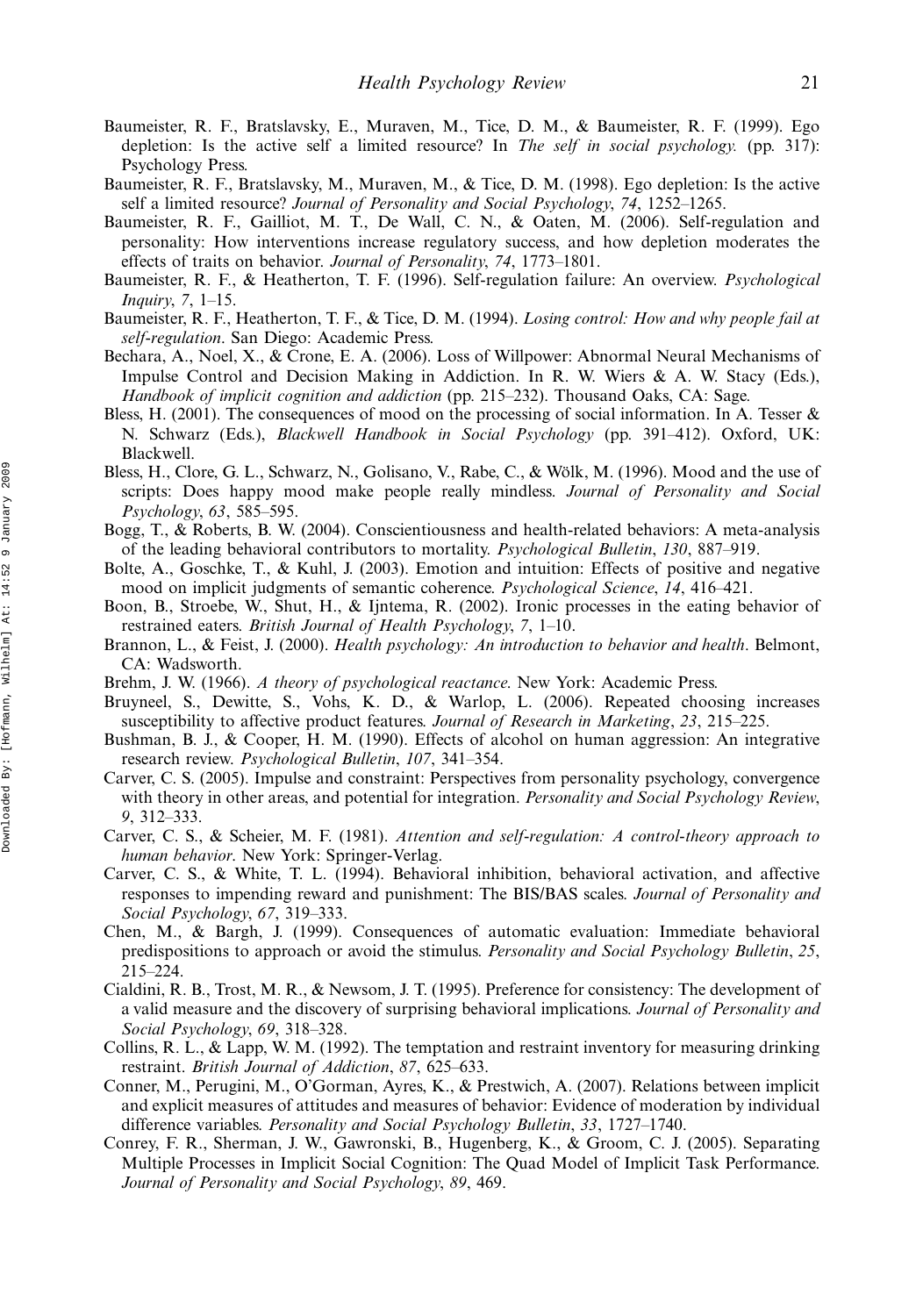Baumeister, R. F., Bratslavsky, E., Muraven, M., Tice, D. M., & Baumeister, R. F. (1999). Ego depletion: Is the active self a limited resource? In *The self in social psychology.* (pp. 317): Psychology Press.

Baumeister, R. F., Bratslavsky, M., Muraven, M., & Tice, D. M. (1998). Ego depletion: Is the active self a limited resource? *Journal of Personality and Social Psychology*, *74*, 1252–1265.

Baumeister, R. F., Gailliot, M. T., De Wall, C. N., & Oaten, M. (2006). Self-regulation and personality: How interventions increase regulatory success, and how depletion moderates the effects of traits on behavior. *Journal of Personality*, *74*, 1773–1801.

Baumeister, R. F., & Heatherton, T. F. (1996). Self-regulation failure: An overview. *Psychological Inquiry*, *7*, 1–15.

Baumeister, R. F., Heatherton, T. F., & Tice, D. M. (1994). *Losing control: How and why people fail at self-regulation*. San Diego: Academic Press.

Bechara, A., Noel, X., & Crone, E. A. (2006). Loss of Willpower: Abnormal Neural Mechanisms of Impulse Control and Decision Making in Addiction. In R. W. Wiers & A. W. Stacy (Eds.), *Handbook of implicit cognition and addiction* (pp. 215–232). Thousand Oaks, CA: Sage.

Bless, H. (2001). The consequences of mood on the processing of social information. In A. Tesser & N. Schwarz (Eds.), *Blackwell Handbook in Social Psychology* (pp. 391–412). Oxford, UK: Blackwell.

Bless, H., Clore, G. L., Schwarz, N., Golisano, V., Rabe, C., & Wölk, M. (1996). Mood and the use of scripts: Does happy mood make people really mindless. *Journal of Personality and Social Psychology*, *63*, 585–595.

Bogg, T., & Roberts, B. W. (2004). Conscientiousness and health-related behaviors: A meta-analysis of the leading behavioral contributors to mortality. *Psychological Bulletin*, *130*, 887–919.

Bolte, A., Goschke, T., & Kuhl, J. (2003). Emotion and intuition: Effects of positive and negative mood on implicit judgments of semantic coherence. *Psychological Science*, *14*, 416–421.

Boon, B., Stroebe, W., Shut, H., & Ijntema, R. (2002). Ironic processes in the eating behavior of restrained eaters. *British Journal of Health Psychology*, *7*, 1–10.

Brannon, L., & Feist, J. (2000). *Health psychology: An introduction to behavior and health*. Belmont, CA: Wadsworth.

Brehm, J. W. (1966). *A theory of psychological reactance*. New York: Academic Press.

Bruyneel, S., Dewitte, S., Vohs, K. D., & Warlop, L. (2006). Repeated choosing increases susceptibility to affective product features. *Journal of Research in Marketing*, *23*, 215–225.

Bushman, B. J., & Cooper, H. M. (1990). Effects of alcohol on human aggression: An integrative research review. *Psychological Bulletin*, *107*, 341–354.

Carver, C. S. (2005). Impulse and constraint: Perspectives from personality psychology, convergence with theory in other areas, and potential for integration. *Personality and Social Psychology Review*, *9*, 312–333.

Carver, C. S., & Scheier, M. F. (1981). *Attention and self-regulation: A control-theory approach to human behavior.* New York: Springer-Verlag.

Carver, C. S., & White, T. L. (1994). Behavioral inhibition, behavioral activation, and affective responses to impending reward and punishment: The BIS/BAS scales. *Journal of Personality and Social Psychology*, *67*, 319–333.

Chen, M., & Bargh, J. (1999). Consequences of automatic evaluation: Immediate behavioral predispositions to approach or avoid the stimulus. *Personality and Social Psychology Bulletin*, *25*, 215–224.

Cialdini, R. B., Trost, M. R., & Newsom, J. T. (1995). Preference for consistency: The development of a valid measure and the discovery of surprising behavioral implications. *Journal of Personality and Social Psychology*, *69*, 318–328.

Collins, R. L., & Lapp, W. M. (1992). The temptation and restraint inventory for measuring drinking restraint. *British Journal of Addiction*, *87*, 625–633.

Conner, M., Perugini, M., O'Gorman, Ayres, K., & Prestwich, A. (2007). Relations between implicit and explicit measures of attitudes and measures of behavior: Evidence of moderation by individual difference variables. *Personality and Social Psychology Bulletin*, *33*, 1727–1740.

Conrey, F. R., Sherman, J. W., Gawronski, B., Hugenberg, K., & Groom, C. J. (2005). Separating Multiple Processes in Implicit Social Cognition: The Quad Model of Implicit Task Performance. *Journal of Personality and Social Psychology*, *89*, 469.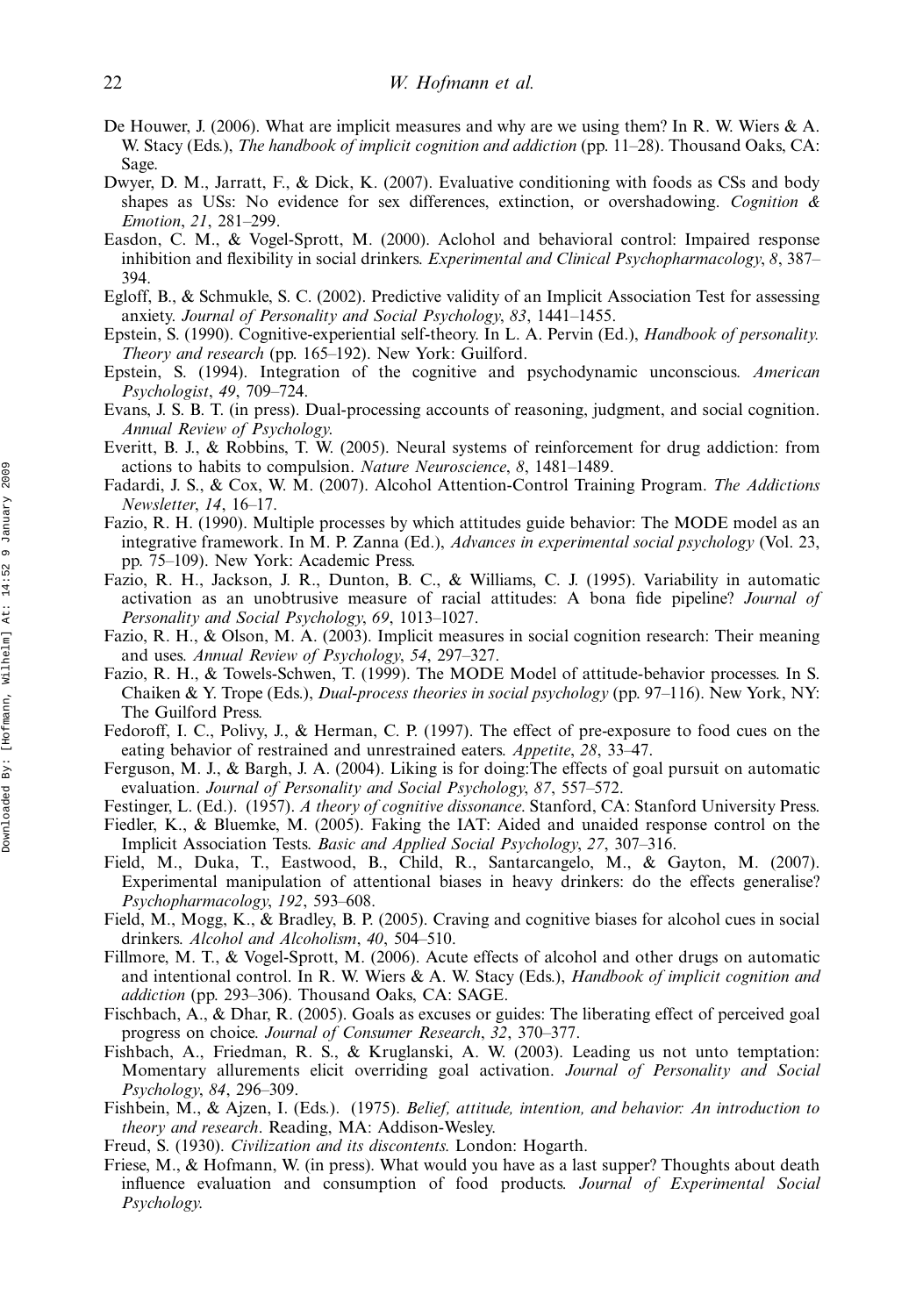De Houwer, J. (2006). What are implicit measures and why are we using them? In R. W. Wiers & A. W. Stacy (Eds.), *The handbook of implicit cognition and addiction* (pp. 11–28). Thousand Oaks, CA: Sage.

Dwyer, D. M., Jarratt, F., & Dick, K. (2007). Evaluative conditioning with foods as CSs and body shapes as USs: No evidence for sex differences, extinction, or overshadowing. *Cognition & Emotion*, *21*, 281–299.

Easdon, C. M., & Vogel-Sprott, M. (2000). Aclohol and behavioral control: Impaired response inhibition and flexibility in social drinkers. *Experimental and Clinical Psychopharmacology*, *8*, 387–394.

Egloff, B., & Schmukle, S. C. (2002). Predictive validity of an Implicit Association Test for assessing anxiety. *Journal of Personality and Social Psychology*, *83*, 1441–1455.

Epstein, S. (1990). Cognitive-experiential self-theory. In L. A. Pervin (Ed.), *Handbook of personality. Theory and research* (pp. 165–192). New York: Guilford.

Epstein, S. (1994). Integration of the cognitive and psychodynamic unconscious. *American Psychologist*, *49*, 709–724.

Evans, J. S. B. T. (in press). Dual-processing accounts of reasoning, judgment, and social cognition. *Annual Review of Psychology*.

Everitt, B. J., & Robbins, T. W. (2005). Neural systems of reinforcement for drug addiction: from actions to habits to compulsion. *Nature Neuroscience*, *8*, 1481–1489.

Fadardi, J. S., & Cox, W. M. (2007). Alcohol Attention-Control Training Program. *The Addictions Newsletter*, *14*, 16–17.

Fazio, R. H. (1990). Multiple processes by which attitudes guide behavior: The MODE model as an integrative framework. In M. P. Zanna (Ed.), *Advances in experimental social psychology* (Vol. 23, pp. 75–109). New York: Academic Press.

Fazio, R. H., Jackson, J. R., Dunton, B. C., & Williams, C. J. (1995). Variability in automatic activation as an unobtrusive measure of racial attitudes: A bona fide pipeline? *Journal of Personality and Social Psychology*, *69*, 1013–1027.

Fazio, R. H., & Olson, M. A. (2003). Implicit measures in social cognition research: Their meaning and uses. *Annual Review of Psychology*, *54*, 297–327.

Fazio, R. H., & Towels-Schwen, T. (1999). The MODE Model of attitude-behavior processes. In S. Chaiken & Y. Trope (Eds.), *Dual-process theories in social psychology* (pp. 97–116). New York, NY: The Guilford Press.

Fedoroff, I. C., Polivy, J., & Herman, C. P. (1997). The effect of pre-exposure to food cues on the eating behavior of restrained and unrestrained eaters. *Appetite*, *28*, 33–47.

Ferguson, M. J., & Bargh, J. A. (2004). Liking is for doing:The effects of goal pursuit on automatic evaluation. *Journal of Personality and Social Psychology*, *87*, 557–572.

Festinger, L. (Ed.). (1957). *A theory of cognitive dissonance*. Stanford, CA: Stanford University Press.

Fiedler, K., & Bluemke, M. (2005). Faking the IAT: Aided and unaided response control on the Implicit Association Tests. *Basic and Applied Social Psychology*, *27*, 307–316.

Field, M., Duka, T., Eastwood, B., Child, R., Santarcangelo, M., & Gayton, M. (2007). Experimental manipulation of attentional biases in heavy drinkers: do the effects generalise? *Psychopharmacology*, *192*, 593–608.

Field, M., Mogg, K., & Bradley, B. P. (2005). Craving and cognitive biases for alcohol cues in social drinkers. *Alcohol and Alcoholism*, *40*, 504–510.

Fillmore, M. T., & Vogel-Sprott, M. (2006). Acute effects of alcohol and other drugs on automatic and intentional control. In R. W. Wiers & A. W. Stacy (Eds.), *Handbook of implicit cognition and addiction* (pp. 293–306). Thousand Oaks, CA: SAGE.

Fischbach, A., & Dhar, R. (2005). Goals as excuses or guides: The liberating effect of perceived goal progress on choice. *Journal of Consumer Research*, *32*, 370–377.

Fishbach, A., Friedman, R. S., & Kruglanski, A. W. (2003). Leading us not unto temptation: Momentary allurements elicit overriding goal activation. *Journal of Personality and Social Psychology*, *84*, 296–309.

Fishbein, M., & Ajzen, I. (Eds.). (1975). *Belief, attitude, intention, and behavior: An introduction to theory and research*. Reading, MA: Addison-Wesley.

Freud, S. (1930). *Civilization and its discontents*. London: Hogarth.

Friese, M., & Hofmann, W. (in press). What would you have as a last supper? Thoughts about death influence evaluation and consumption of food products. *Journal of Experimental Social Psychology*.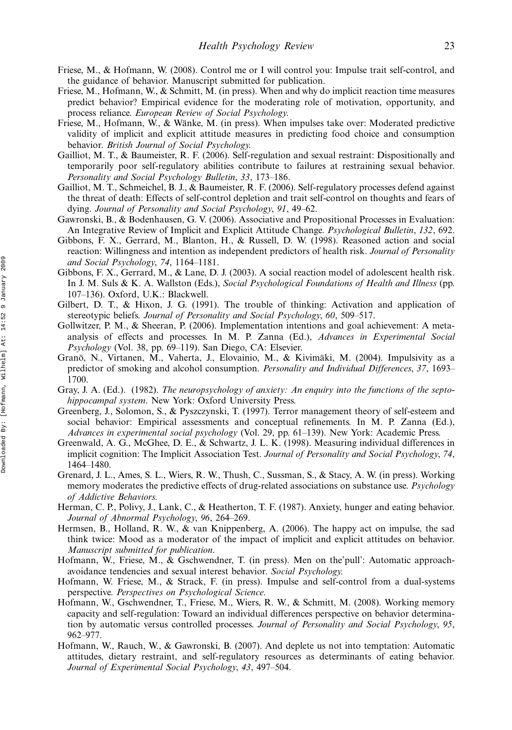Friese, M., & Hofmann, W. (2008). Control me or I will control you: Impulse trait self-control, and the guidance of behavior. Manuscript submitted for publication.

Friese, M., Hofmann, W., & Schmitt, M. (in press). When and why do implicit reaction time measures predict behavior? Empirical evidence for the moderating role of motivation, opportunity, and process reliance. *European Review of Social Psychology.*

Friese, M., Hofmann, W., & Wänke, M. (in press). When impulses take over: Moderated predictive validity of implicit and explicit attitude measures in predicting food choice and consumption behavior. *British Journal of Social Psychology.*

Gailliot, M. T., & Baumeister, R. F. (2006). Self-regulation and sexual restraint: Dispositionally and temporarily poor self-regulatory abilities contribute to failures at restraining sexual behavior. *Personality and Social Psychology Bulletin*, *33*, 173–186.

Gailliot, M. T., Schmeichel, B. J., & Baumeister, R. F. (2006). Self-regulatory processes defend against the threat of death: Effects of self-control depletion and trait self-control on thoughts and fears of dying. *Journal of Personality and Social Psychology*, *91*, 49–62.

Gawronski, B., & Bodenhausen, G. V. (2006). Associative and Propositional Processes in Evaluation: An Integrative Review of Implicit and Explicit Attitude Change. *Psychological Bulletin*, *132*, 692.

Gibbons, F. X., Gerrard, M., Blanton, H., & Russell, D. W. (1998). Reasoned action and social reaction: Willingness and intention as independent predictors of health risk. *Journal of Personality and Social Psychology*, *74*, 1164–1181.

Gibbons, F. X., Gerrard, M., & Lane, D. J. (2003). A social reaction model of adolescent health risk. In J. M. Suls & K. A. Wallston (Eds.), *Social Psychological Foundations of Health and Illness* (pp. 107–136). Oxford, U.K.: Blackwell.

Gilbert, D. T., & Hixon, J. G. (1991). The trouble of thinking: Activation and application of stereotypic beliefs. *Journal of Personality and Social Psychology*, *60*, 509–517.

Gollwitzer, P. M., & Sheeran, P. (2006). Implementation intentions and goal achievement: A meta-analysis of effects and processes. In M. P. Zanna (Ed.), *Advances in Experimental Social Psychology* (Vol. 38, pp. 69–119). San Diego, CA: Elsevier.

Granö, N., Virtanen, M., Vaherta, J., Elovainio, M., & Kivimäki, M. (2004). Impulsivity as a predictor of smoking and alcohol consumption. *Personality and Individual Differences*, *37*, 1693–1700.

Gray, J. A. (Ed.). (1982). *The neuropsychology of anxiety: An enquiry into the functions of the septo-hippocampal system*. New York: Oxford University Press.

Greenberg, J., Solomon, S., & Pyszczynski, T. (1997). Terror management theory of self-esteem and social behavior: Empirical assessments and conceptual refinements. In M. P. Zanna (Ed.), *Advances in experimental social psychology* (Vol. 29, pp. 61–139). New York: Academic Press.

Greenwald, A. G., McGhee, D. E., & Schwartz, J. L. K. (1998). Measuring individual differences in implicit cognition: The Implicit Association Test. *Journal of Personality and Social Psychology*, *74*, 1464–1480.

Grenard, J. L., Ames, S. L., Wiers, R. W., Thush, C., Sussman, S., & Stacy, A. W. (in press). Working memory moderates the predictive effects of drug-related associations on substance use. *Psychology of Addictive Behaviors.*

Herman, C. P., Polivy, J., Lank, C., & Heatherton, T. F. (1987). Anxiety, hunger and eating behavior. *Journal of Abnormal Psychology*, *96*, 264–269.

Hermsen, B., Holland, R. W., & van Knippenberg, A. (2006). The happy act on impulse, the sad think twice: Mood as a moderator of the impact of implicit and explicit attitudes on behavior. *Manuscript submitted for publication*.

Hofmann, W., Friese, M., & Gschwendner, T. (in press). Men on the'pull': Automatic approach-avoidance tendencies and sexual interest behavior. *Social Psychology.*

Hofmann, W. Friese, M., & Strack, F. (in press). Impulse and self-control from a dual-systems perspective. *Perspectives on Psychological Science*.

Hofmann, W., Gschwendner, T., Friese, M., Wiers, R. W., & Schmitt, M. (2008). Working memory capacity and self-regulation: Toward an individual differences perspective on behavior determination by automatic versus controlled processes. *Journal of Personality and Social Psychology*, *95*, 962–977.

Hofmann, W., Rauch, W., & Gawronski, B. (2007). And deplete us not into temptation: Automatic attitudes, dietary restraint, and self-regulatory resources as determinants of eating behavior. *Journal of Experimental Social Psychology*, *43*, 497–504.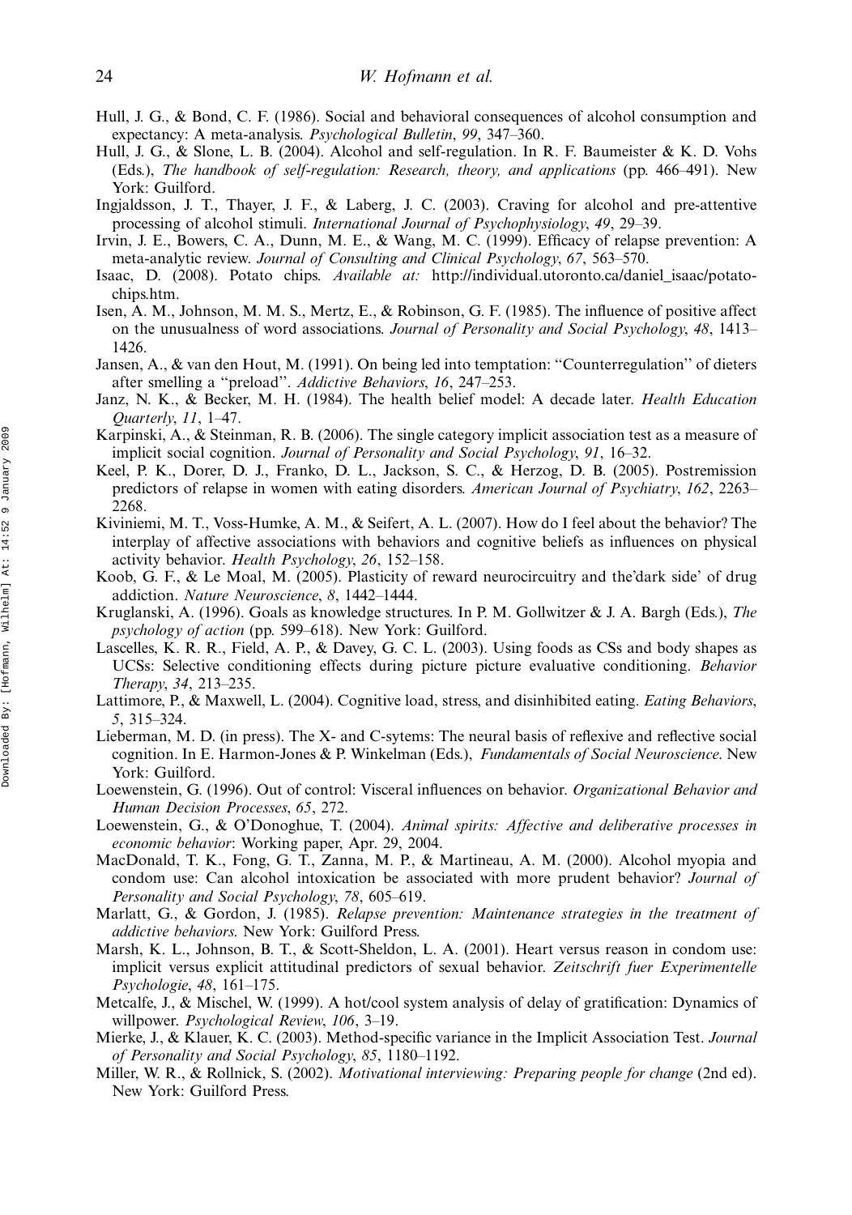Hull, J. G., & Bond, C. F. (1986). Social and behavioral consequences of alcohol consumption and expectancy: A meta-analysis. *Psychological Bulletin*, *99*, 347–360.

Hull, J. G., & Slone, L. B. (2004). Alcohol and self-regulation. In R. F. Baumeister & K. D. Vohs (Eds.), *The handbook of self-regulation: Research, theory, and applications* (pp. 466–491). New York: Guilford.

Ingjaldsson, J. T., Thayer, J. F., & Laberg, J. C. (2003). Craving for alcohol and pre-attentive processing of alcohol stimuli. *International Journal of Psychophysiology*, *49*, 29–39.

Irvin, J. E., Bowers, C. A., Dunn, M. E., & Wang, M. C. (1999). Efficacy of relapse prevention: A meta-analytic review. *Journal of Consulting and Clinical Psychology*, *67*, 563–570.

Isaac, D. (2008). Potato chips. *Available at:* http://individual.utoronto.ca/daniel_isaac/potatochips.htm.

Isen, A. M., Johnson, M. M. S., Mertz, E., & Robinson, G. F. (1985). The influence of positive affect on the unusualness of word associations. *Journal of Personality and Social Psychology*, *48*, 1413–1426.

Jansen, A., & van den Hout, M. (1991). On being led into temptation: ''Counterregulation'' of dieters after smelling a ''preload''. *Addictive Behaviors*, *16*, 247–253.

Janz, N. K., & Becker, M. H. (1984). The health belief model: A decade later. *Health Education Quarterly*, *11*, 1–47.

Karpinski, A., & Steinman, R. B. (2006). The single category implicit association test as a measure of implicit social cognition. *Journal of Personality and Social Psychology*, *91*, 16–32.

Keel, P. K., Dorer, D. J., Franko, D. L., Jackson, S. C., & Herzog, D. B. (2005). Postremission predictors of relapse in women with eating disorders. *American Journal of Psychiatry*, *162*, 2263–2268.

Kiviniemi, M. T., Voss-Humke, A. M., & Seifert, A. L. (2007). How do I feel about the behavior? The interplay of affective associations with behaviors and cognitive beliefs as influences on physical activity behavior. *Health Psychology*, *26*, 152–158.

Koob, G. F., & Le Moal, M. (2005). Plasticity of reward neurocircuitry and the'dark side' of drug addiction. *Nature Neuroscience*, *8*, 1442–1444.

Kruglanski, A. (1996). Goals as knowledge structures. In P. M. Gollwitzer & J. A. Bargh (Eds.), *The psychology of action* (pp. 599–618). New York: Guilford.

Lascelles, K. R. R., Field, A. P., & Davey, G. C. L. (2003). Using foods as CSs and body shapes as UCSs: Selective conditioning effects during picture picture evaluative conditioning. *Behavior Therapy*, *34*, 213–235.

Lattimore, P., & Maxwell, L. (2004). Cognitive load, stress, and disinhibited eating. *Eating Behaviors*, *5*, 315–324.

Lieberman, M. D. (in press). The X- and C-sytems: The neural basis of reflexive and reflective social cognition. In E. Harmon-Jones & P. Winkelman (Eds.), *Fundamentals of Social Neuroscience*. New York: Guilford.

Loewenstein, G. (1996). Out of control: Visceral influences on behavior. *Organizational Behavior and Human Decision Processes*, *65*, 272.

Loewenstein, G., & O'Donoghue, T. (2004). *Animal spirits: Affective and deliberative processes in economic behavior*: Working paper, Apr. 29, 2004.

MacDonald, T. K., Fong, G. T., Zanna, M. P., & Martineau, A. M. (2000). Alcohol myopia and condom use: Can alcohol intoxication be associated with more prudent behavior? *Journal of Personality and Social Psychology*, *78*, 605–619.

Marlatt, G., & Gordon, J. (1985). *Relapse prevention: Maintenance strategies in the treatment of addictive behaviors.* New York: Guilford Press.

Marsh, K. L., Johnson, B. T., & Scott-Sheldon, L. A. (2001). Heart versus reason in condom use: implicit versus explicit attitudinal predictors of sexual behavior. *Zeitschrift fuer Experimentelle Psychologie*, *48*, 161–175.

Metcalfe, J., & Mischel, W. (1999). A hot/cool system analysis of delay of gratification: Dynamics of willpower. *Psychological Review*, *106*, 3–19.

Mierke, J., & Klauer, K. C. (2003). Method-specific variance in the Implicit Association Test. *Journal of Personality and Social Psychology*, *85*, 1180–1192.

Miller, W. R., & Rollnick, S. (2002). *Motivational interviewing: Preparing people for change* (2nd ed). New York: Guilford Press.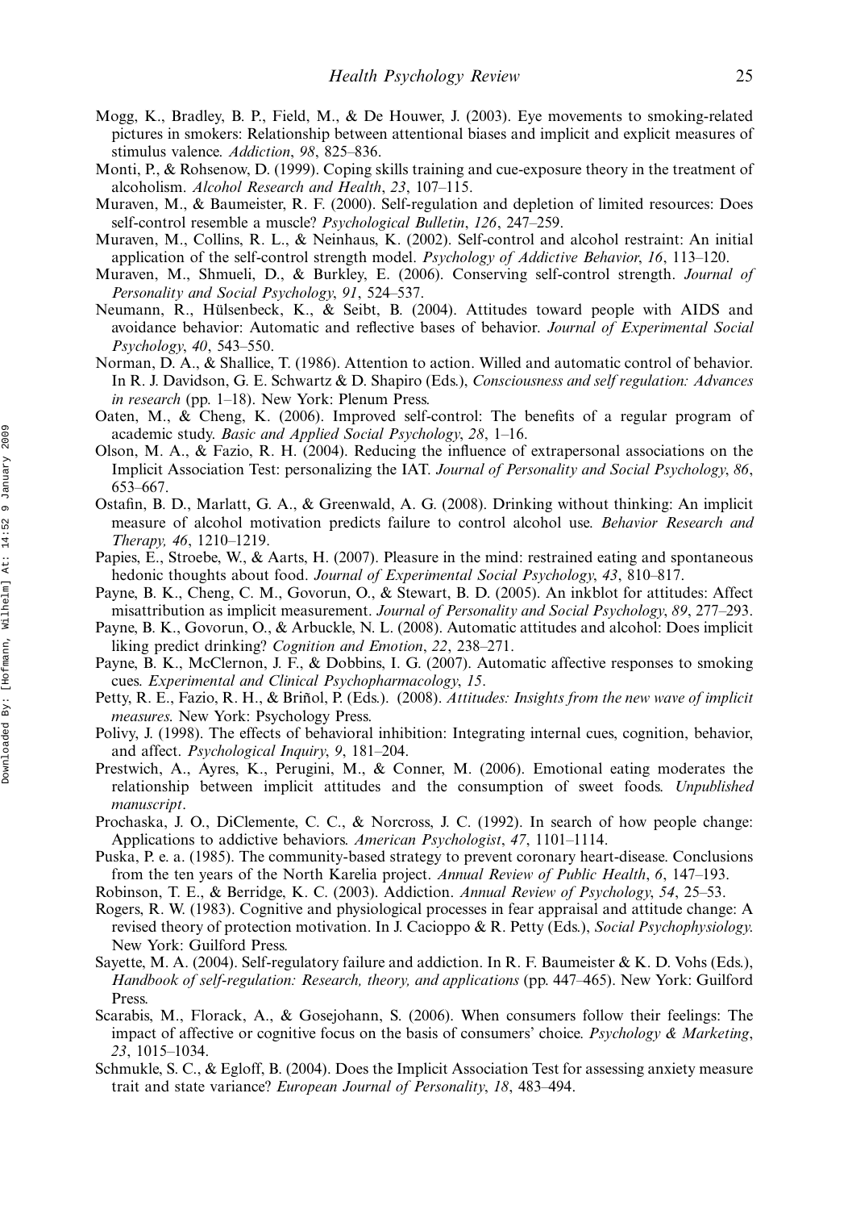Mogg, K., Bradley, B. P., Field, M., & De Houwer, J. (2003). Eye movements to smoking-related pictures in smokers: Relationship between attentional biases and implicit and explicit measures of stimulus valence. *Addiction*, *98*, 825–836.

Monti, P., & Rohsenow, D. (1999). Coping skills training and cue-exposure theory in the treatment of alcoholism. *Alcohol Research and Health*, *23*, 107–115.

Muraven, M., & Baumeister, R. F. (2000). Self-regulation and depletion of limited resources: Does self-control resemble a muscle? *Psychological Bulletin*, *126*, 247–259.

Muraven, M., Collins, R. L., & Neinhaus, K. (2002). Self-control and alcohol restraint: An initial application of the self-control strength model. *Psychology of Addictive Behavior*, *16*, 113–120.

Muraven, M., Shmueli, D., & Burkley, E. (2006). Conserving self-control strength. *Journal of Personality and Social Psychology*, *91*, 524–537.

Neumann, R., Hülsenbeck, K., & Seibt, B. (2004). Attitudes toward people with AIDS and avoidance behavior: Automatic and reflective bases of behavior. *Journal of Experimental Social Psychology*, *40*, 543–550.

Norman, D. A., & Shallice, T. (1986). Attention to action. Willed and automatic control of behavior. In R. J. Davidson, G. E. Schwartz & D. Shapiro (Eds.), *Consciousness and self regulation: Advances in research* (pp. 1–18). New York: Plenum Press.

Oaten, M., & Cheng, K. (2006). Improved self-control: The benefits of a regular program of academic study. *Basic and Applied Social Psychology*, *28*, 1–16.

Olson, M. A., & Fazio, R. H. (2004). Reducing the influence of extrapersonal associations on the Implicit Association Test: personalizing the IAT. *Journal of Personality and Social Psychology*, *86*, 653–667.

Ostafin, B. D., Marlatt, G. A., & Greenwald, A. G. (2008). Drinking without thinking: An implicit measure of alcohol motivation predicts failure to control alcohol use. *Behavior Research and Therapy, 46*, 1210–1219.

Papies, E., Stroebe, W., & Aarts, H. (2007). Pleasure in the mind: restrained eating and spontaneous hedonic thoughts about food. *Journal of Experimental Social Psychology*, *43*, 810–817.

Payne, B. K., Cheng, C. M., Govorun, O., & Stewart, B. D. (2005). An inkblot for attitudes: Affect misattribution as implicit measurement. *Journal of Personality and Social Psychology*, *89*, 277–293.

Payne, B. K., Govorun, O., & Arbuckle, N. L. (2008). Automatic attitudes and alcohol: Does implicit liking predict drinking? *Cognition and Emotion*, *22*, 238–271.

Payne, B. K., McClernon, J. F., & Dobbins, I. G. (2007). Automatic affective responses to smoking cues. *Experimental and Clinical Psychopharmacology*, *15*.

Petty, R. E., Fazio, R. H., & Briñol, P. (Eds.). (2008). *Attitudes: Insights from the new wave of implicit measures*. New York: Psychology Press.

Polivy, J. (1998). The effects of behavioral inhibition: Integrating internal cues, cognition, behavior, and affect. *Psychological Inquiry*, *9*, 181–204.

Prestwich, A., Ayres, K., Perugini, M., & Conner, M. (2006). Emotional eating moderates the relationship between implicit attitudes and the consumption of sweet foods. *Unpublished manuscript*.

Prochaska, J. O., DiClemente, C. C., & Norcross, J. C. (1992). In search of how people change: Applications to addictive behaviors. *American Psychologist*, *47*, 1101–1114.

Puska, P. e. a. (1985). The community-based strategy to prevent coronary heart-disease. Conclusions from the ten years of the North Karelia project. *Annual Review of Public Health*, *6*, 147–193.

Robinson, T. E., & Berridge, K. C. (2003). Addiction. *Annual Review of Psychology*, *54*, 25–53.

Rogers, R. W. (1983). Cognitive and physiological processes in fear appraisal and attitude change: A revised theory of protection motivation. In J. Cacioppo & R. Petty (Eds.), *Social Psychophysiology.* New York: Guilford Press.

Sayette, M. A. (2004). Self-regulatory failure and addiction. In R. F. Baumeister & K. D. Vohs (Eds.), *Handbook of self-regulation: Research, theory, and applications* (pp. 447–465). New York: Guilford Press.

Scarabis, M., Florack, A., & Gosejohann, S. (2006). When consumers follow their feelings: The impact of affective or cognitive focus on the basis of consumers' choice. *Psychology & Marketing*, *23*, 1015–1034.

Schmukle, S. C., & Egloff, B. (2004). Does the Implicit Association Test for assessing anxiety measure trait and state variance? *European Journal of Personality*, *18*, 483–494.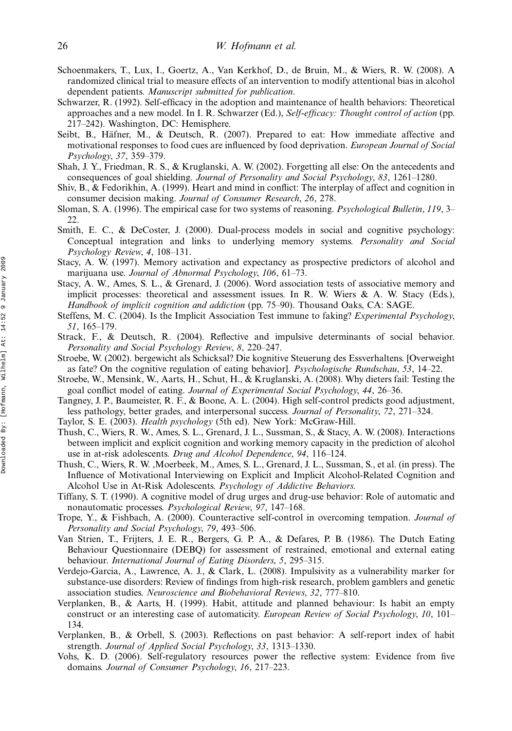Schoenmakers, T., Lux, I., Goertz, A., Van Kerkhof, D., de Bruin, M., & Wiers, R. W. (2008). A randomized clinical trial to measure effects of an intervention to modify attentional bias in alcohol dependent patients. *Manuscript submitted for publication*.

Schwarzer, R. (1992). Self-efficacy in the adoption and maintenance of health behaviors: Theoretical approaches and a new model. In I. R. Schwarzer (Ed.), *Self-efficacy: Thought control of action* (pp. 217–242). Washington, DC: Hemisphere.

Seibt, B., Häfner, M., & Deutsch, R. (2007). Prepared to eat: How immediate affective and motivational responses to food cues are influenced by food deprivation. *European Journal of Social Psychology*, *37*, 359–379.

Shah, J. Y., Friedman, R. S., & Kruglanski, A. W. (2002). Forgetting all else: On the antecedents and consequences of goal shielding. *Journal of Personality and Social Psychology*, *83*, 1261–1280.

Shiv, B., & Fedorikhin, A. (1999). Heart and mind in conflict: The interplay of affect and cognition in consumer decision making. *Journal of Consumer Research*, *26*, 278.

Sloman, S. A. (1996). The empirical case for two systems of reasoning. *Psychological Bulletin*, *119*, 3–22.

Smith, E. C., & DeCoster, J. (2000). Dual-process models in social and cognitive psychology: Conceptual integration and links to underlying memory systems. *Personality and Social Psychology Review*, *4*, 108–131.

Stacy, A. W. (1997). Memory activation and expectancy as prospective predictors of alcohol and marijuana use. *Journal of Abnormal Psychology*, *106*, 61–73.

Stacy, A. W., Ames, S. L., & Grenard, J. (2006). Word association tests of associative memory and implicit processes: theoretical and assessment issues. In R. W. Wiers & A. W. Stacy (Eds.), *Handbook of implicit cognition and addiction* (pp. 75–90). Thousand Oaks, CA: SAGE.

Steffens, M. C. (2004). Is the Implicit Association Test immune to faking? *Experimental Psychology*, *51*, 165–179.

Strack, F., & Deutsch, R. (2004). Reflective and impulsive determinants of social behavior. *Personality and Social Psychology Review*, *8*, 220–247.

Stroebe, W. (2002). bergewicht als Schicksal? Die kognitive Steuerung des Essverhaltens. [Overweight as fate? On the cognitive regulation of eating behavior]. *Psychologische Rundschau*, *53*, 14–22.

Stroebe, W., Mensink, W., Aarts, H., Schut, H., & Kruglanski, A. (2008). Why dieters fail: Testing the goal conflict model of eating. *Journal of Experimental Social Psychology*, *44*, 26–36.

Tangney, J. P., Baumeister, R. F., & Boone, A. L. (2004). High self-control predicts good adjustment, less pathology, better grades, and interpersonal success. *Journal of Personality*, *72*, 271–324.

Taylor, S. E. (2003). *Health psychology* (5th ed). New York: McGraw-Hill.

Thush, C., Wiers, R. W., Ames, S. L., Grenard, J. L., Sussman, S., & Stacy, A. W. (2008). Interactions between implicit and explicit cognition and working memory capacity in the prediction of alcohol use in at-risk adolescents. *Drug and Alcohol Dependence*, *94*, 116–124.

Thush, C., Wiers, R. W. ,Moerbeek, M., Ames, S. L., Grenard, J. L., Sussman, S., et al. (in press). The Influence of Motivational Interviewing on Explicit and Implicit Alcohol-Related Cognition and Alcohol Use in At-Risk Adolescents. *Psychology of Addictive Behaviors*.

Tiffany, S. T. (1990). A cognitive model of drug urges and drug-use behavior: Role of automatic and nonautomatic processes. *Psychological Review*, *97*, 147–168.

Trope, Y., & Fishbach, A. (2000). Counteractive self-control in overcoming tempation. *Journal of Personality and Social Psychology*, *79*, 493–506.

Van Strien, T., Frijters, J. E. R., Bergers, G. P. A., & Defares, P. B. (1986). The Dutch Eating Behaviour Questionnaire (DEBQ) for assessment of restrained, emotional and external eating behaviour. *International Journal of Eating Disorders*, *5*, 295–315.

Verdejo-Garcia, A., Lawrence, A. J., & Clark, L. (2008). Impulsivity as a vulnerability marker for substance-use disorders: Review of findings from high-risk research, problem gamblers and genetic association studies. *Neuroscience and Biobehavioral Reviews*, *32*, 777–810.

Verplanken, B., & Aarts, H. (1999). Habit, attitude and planned behaviour: Is habit an empty construct or an interesting case of automaticity. *European Review of Social Psychology*, *10*, 101–134.

Verplanken, B., & Orbell, S. (2003). Reflections on past behavior: A self-report index of habit strength. *Journal of Applied Social Psychology*, *33*, 1313–1330.

Vohs, K. D. (2006). Self-regulatory resources power the reflective system: Evidence from five domains. *Journal of Consumer Psychology*, *16*, 217–223.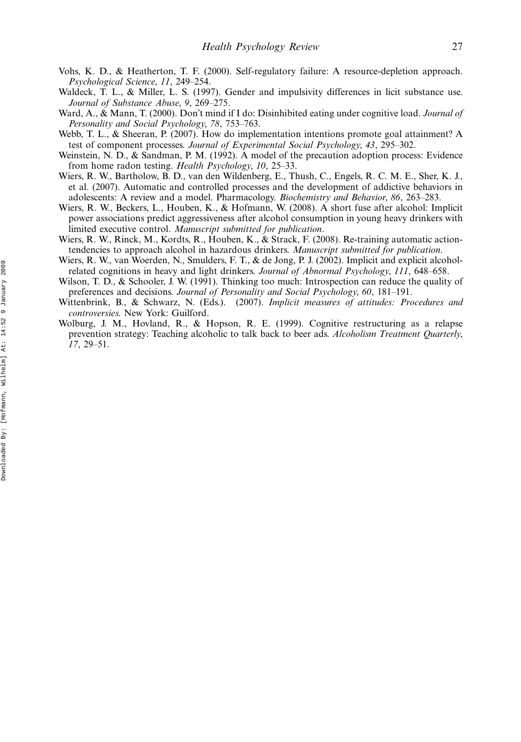Vohs, K. D., & Heatherton, T. F. (2000). Self-regulatory failure: A resource-depletion approach. *Psychological Science*, *11*, 249–254.

Waldeck, T. L., & Miller, L. S. (1997). Gender and impulsivity differences in licit substance use. *Journal of Substance Abuse*, *9*, 269–275.

Ward, A., & Mann, T. (2000). Don't mind if I do: Disinhibited eating under cognitive load. *Journal of Personality and Social Psychology*, *78*, 753–763.

Webb, T. L., & Sheeran, P. (2007). How do implementation intentions promote goal attainment? A test of component processes. *Journal of Experimental Social Psychology*, *43*, 295–302.

Weinstein, N. D., & Sandman, P. M. (1992). A model of the precaution adoption process: Evidence from home radon testing. *Health Psychology*, *10*, 25–33.

Wiers, R. W., Bartholow, B. D., van den Wildenberg, E., Thush, C., Engels, R. C. M. E., Sher, K. J., et al. (2007). Automatic and controlled processes and the development of addictive behaviors in adolescents: A review and a model. Pharmacology. *Biochemistry and Behavior*, *86*, 263–283.

Wiers, R. W., Beckers, L., Houben, K., & Hofmann, W. (2008). A short fuse after alcohol: Implicit power associations predict aggressiveness after alcohol consumption in young heavy drinkers with limited executive control. *Manuscript submitted for publication*.

Wiers, R. W., Rinck, M., Kordts, R., Houben, K., & Strack, F. (2008). Re-training automatic action-tendencies to approach alcohol in hazardous drinkers. *Manuscript submitted for publication*.

Wiers, R. W., van Woerden, N., Smulders, F. T., & de Jong, P. J. (2002). Implicit and explicit alcohol-related cognitions in heavy and light drinkers. *Journal of Abnormal Psychology*, *111*, 648–658.

Wilson, T. D., & Schooler, J. W. (1991). Thinking too much: Introspection can reduce the quality of preferences and decisions. *Journal of Personality and Social Psychology*, *60*, 181–191.

Wittenbrink, B., & Schwarz, N. (Eds.). (2007). *Implicit measures of attitudes: Procedures and controversies*. New York: Guilford.

Wolburg, J. M., Hovland, R., & Hopson, R. E. (1999). Cognitive restructuring as a relapse prevention strategy: Teaching alcoholic to talk back to beer ads. *Alcoholism Treatment Quarterly*, *17*, 29–51.